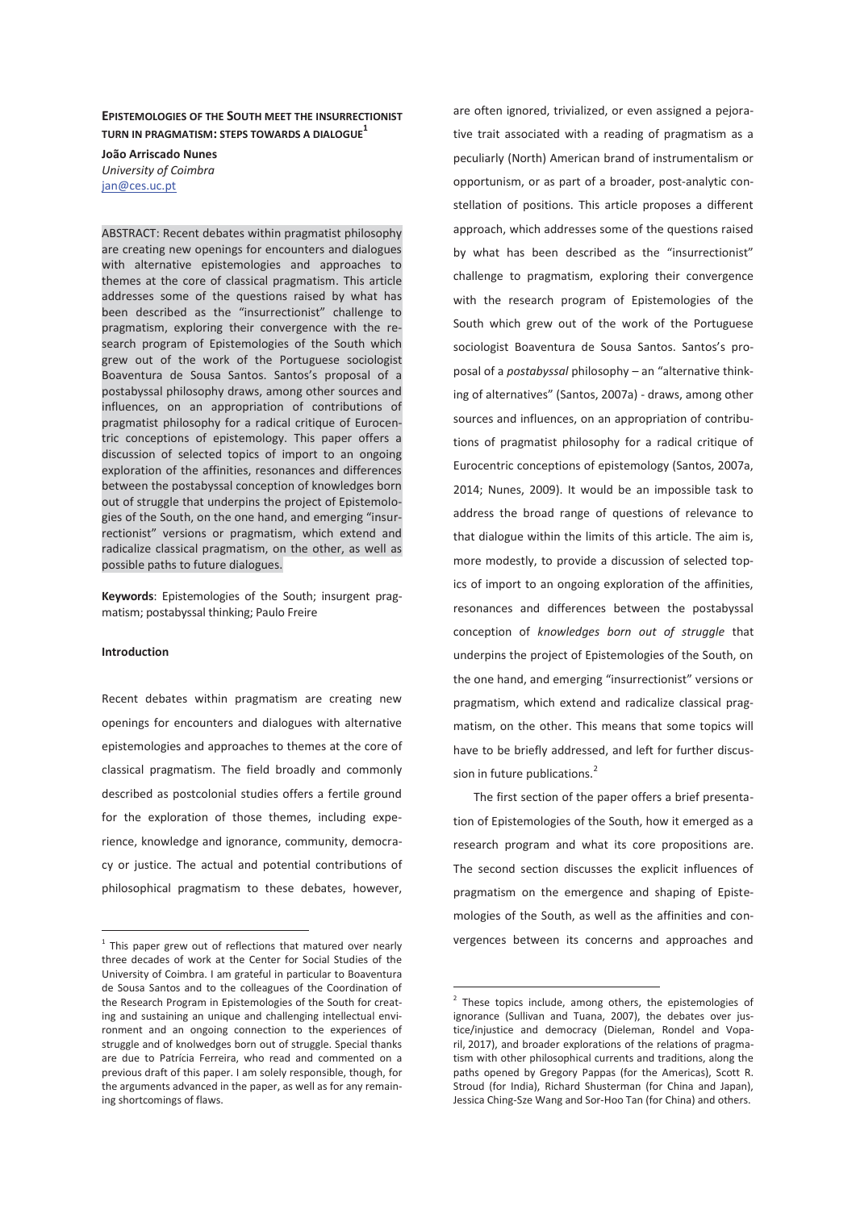**EPISTEMOLOGIES OF THE SOUTH MEET THE INSURRECTIONIST TURN IN PRAGMATISM: STEPS TOWARDS A DIALOGUE**[1]

**João Arriscado Nunes**
*University of Coimbra*
jan@ces.uc.pt

ABSTRACT: Recent debates within pragmatist philosophy are creating new openings for encounters and dialogues with alternative epistemologies and approaches to themes at the core of classical pragmatism. This article addresses some of the questions raised by what has been described as the "insurrectionist" challenge to pragmatism, exploring their convergence with the research program of Epistemologies of the South which grew out of the work of the Portuguese sociologist Boaventura de Sousa Santos. Santos's proposal of a postabyssal philosophy draws, among other sources and influences, on an appropriation of contributions of pragmatist philosophy for a radical critique of Eurocentric conceptions of epistemology. This paper offers a discussion of selected topics of import to an ongoing exploration of the affinities, resonances and differences between the postabyssal conception of knowledges born out of struggle that underpins the project of Epistemologies of the South, on the one hand, and emerging "insurrectionist" versions or pragmatism, which extend and radicalize classical pragmatism, on the other, as well as possible paths to future dialogues.

**Keywords**: Epistemologies of the South; insurgent pragmatism; postabyssal thinking; Paulo Freire

**Introduction**

Recent debates within pragmatism are creating new openings for encounters and dialogues with alternative epistemologies and approaches to themes at the core of classical pragmatism. The field broadly and commonly described as postcolonial studies offers a fertile ground for the exploration of those themes, including experience, knowledge and ignorance, community, democracy or justice. The actual and potential contributions of philosophical pragmatism to these debates, however, are often ignored, trivialized, or even assigned a pejorative trait associated with a reading of pragmatism as a peculiarly (North) American brand of instrumentalism or opportunism, or as part of a broader, post-analytic constellation of positions. This article proposes a different approach, which addresses some of the questions raised by what has been described as the "insurrectionist" challenge to pragmatism, exploring their convergence with the research program of Epistemologies of the South which grew out of the work of the Portuguese sociologist Boaventura de Sousa Santos. Santos's proposal of a *postabyssal* philosophy – an "alternative thinking of alternatives" (Santos, 2007a) - draws, among other sources and influences, on an appropriation of contributions of pragmatist philosophy for a radical critique of Eurocentric conceptions of epistemology (Santos, 2007a, 2014; Nunes, 2009). It would be an impossible task to address the broad range of questions of relevance to that dialogue within the limits of this article. The aim is, more modestly, to provide a discussion of selected topics of import to an ongoing exploration of the affinities, resonances and differences between the postabyssal conception of *knowledges born out of struggle* that underpins the project of Epistemologies of the South, on the one hand, and emerging "insurrectionist" versions or pragmatism, which extend and radicalize classical pragmatism, on the other. This means that some topics will have to be briefly addressed, and left for further discussion in future publications.[2]

The first section of the paper offers a brief presentation of Epistemologies of the South, how it emerged as a research program and what its core propositions are. The second section discusses the explicit influences of pragmatism on the emergence and shaping of Epistemologies of the South, as well as the affinities and convergences between its concerns and approaches and

[1] This paper grew out of reflections that matured over nearly three decades of work at the Center for Social Studies of the University of Coimbra. I am grateful in particular to Boaventura de Sousa Santos and to the colleagues of the Coordination of the Research Program in Epistemologies of the South for creating and sustaining an unique and challenging intellectual environment and an ongoing connection to the experiences of struggle and of knolwedges born out of struggle. Special thanks are due to Patrícia Ferreira, who read and commented on a previous draft of this paper. I am solely responsible, though, for the arguments advanced in the paper, as well as for any remaining shortcomings of flaws.

[2] These topics include, among others, the epistemologies of ignorance (Sullivan and Tuana, 2007), the debates over justice/injustice and democracy (Dieleman, Rondel and Voparil, 2017), and broader explorations of the relations of pragmatism with other philosophical currents and traditions, along the paths opened by Gregory Pappas (for the Americas), Scott R. Stroud (for India), Richard Shusterman (for China and Japan), Jessica Ching-Sze Wang and Sor-Hoo Tan (for China) and others.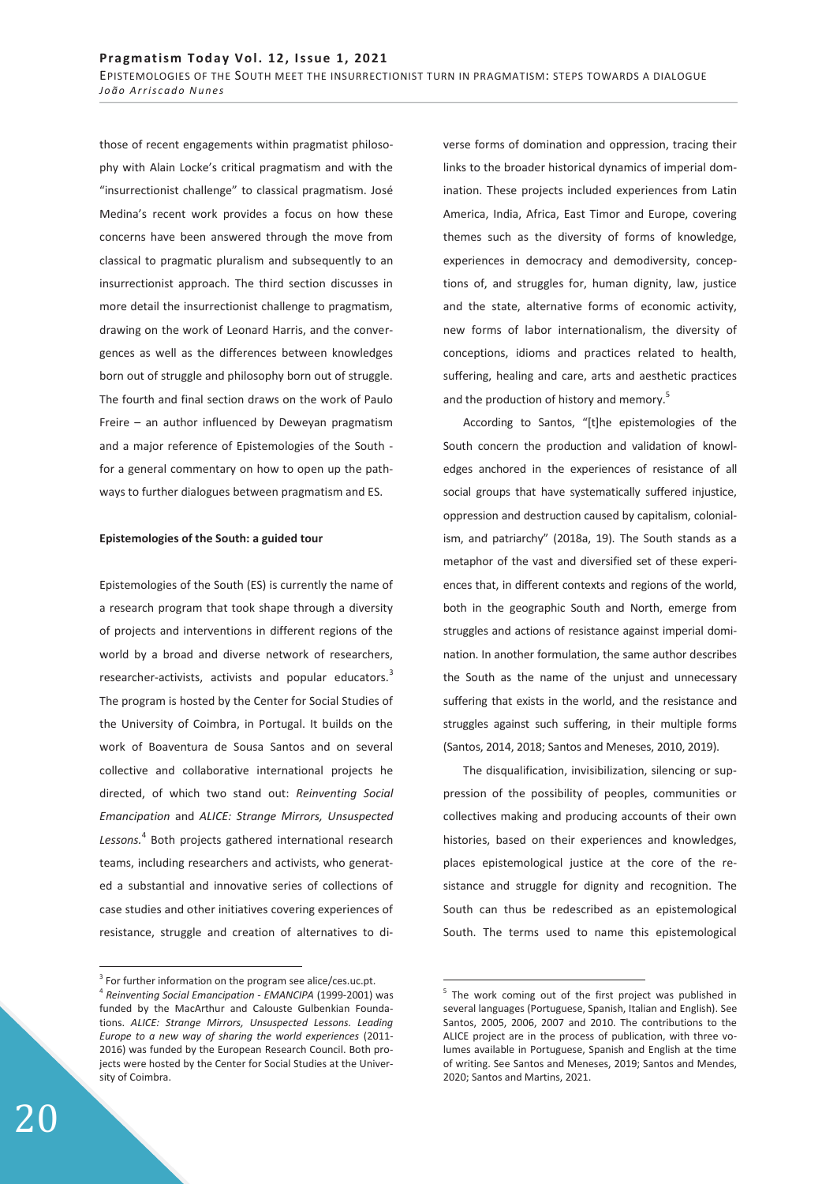those of recent engagements within pragmatist philosophy with Alain Locke's critical pragmatism and with the "insurrectionist challenge" to classical pragmatism. José Medina's recent work provides a focus on how these concerns have been answered through the move from classical to pragmatic pluralism and subsequently to an insurrectionist approach. The third section discusses in more detail the insurrectionist challenge to pragmatism, drawing on the work of Leonard Harris, and the convergences as well as the differences between knowledges born out of struggle and philosophy born out of struggle. The fourth and final section draws on the work of Paulo Freire – an author influenced by Deweyan pragmatism and a major reference of Epistemologies of the South - for a general commentary on how to open up the pathways to further dialogues between pragmatism and ES.

**Epistemologies of the South: a guided tour**

Epistemologies of the South (ES) is currently the name of a research program that took shape through a diversity of projects and interventions in different regions of the world by a broad and diverse network of researchers, researcher-activists, activists and popular educators.[3] The program is hosted by the Center for Social Studies of the University of Coimbra, in Portugal. It builds on the work of Boaventura de Sousa Santos and on several collective and collaborative international projects he directed, of which two stand out: *Reinventing Social Emancipation* and *ALICE: Strange Mirrors, Unsuspected Lessons.*[4] Both projects gathered international research teams, including researchers and activists, who generated a substantial and innovative series of collections of case studies and other initiatives covering experiences of resistance, struggle and creation of alternatives to diverse forms of domination and oppression, tracing their links to the broader historical dynamics of imperial domination. These projects included experiences from Latin America, India, Africa, East Timor and Europe, covering themes such as the diversity of forms of knowledge, experiences in democracy and demodiversity, conceptions of, and struggles for, human dignity, law, justice and the state, alternative forms of economic activity, new forms of labor internationalism, the diversity of conceptions, idioms and practices related to health, suffering, healing and care, arts and aesthetic practices and the production of history and memory.[5]

According to Santos, "[t]he epistemologies of the South concern the production and validation of knowledges anchored in the experiences of resistance of all social groups that have systematically suffered injustice, oppression and destruction caused by capitalism, colonialism, and patriarchy" (2018a, 19). The South stands as a metaphor of the vast and diversified set of these experiences that, in different contexts and regions of the world, both in the geographic South and North, emerge from struggles and actions of resistance against imperial domination. In another formulation, the same author describes the South as the name of the unjust and unnecessary suffering that exists in the world, and the resistance and struggles against such suffering, in their multiple forms (Santos, 2014, 2018; Santos and Meneses, 2010, 2019).

The disqualification, invisibilization, silencing or suppression of the possibility of peoples, communities or collectives making and producing accounts of their own histories, based on their experiences and knowledges, places epistemological justice at the core of the resistance and struggle for dignity and recognition. The South can thus be redescribed as an epistemological South. The terms used to name this epistemological

---

[3] For further information on the program see alice/ces.uc.pt.

[4] *Reinventing Social Emancipation - EMANCIPA* (1999-2001) was funded by the MacArthur and Calouste Gulbenkian Foundations. *ALICE: Strange Mirrors, Unsuspected Lessons. Leading Europe to a new way of sharing the world experiences* (2011-2016) was funded by the European Research Council. Both projects were hosted by the Center for Social Studies at the University of Coimbra.

[5] The work coming out of the first project was published in several languages (Portuguese, Spanish, Italian and English). See Santos, 2005, 2006, 2007 and 2010. The contributions to the ALICE project are in the process of publication, with three volumes available in Portuguese, Spanish and English at the time of writing. See Santos and Meneses, 2019; Santos and Mendes, 2020; Santos and Martins, 2021.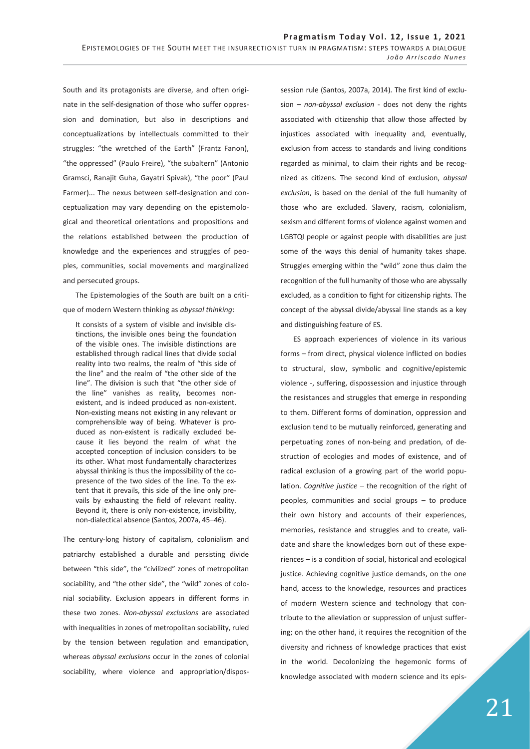South and its protagonists are diverse, and often originate in the self-designation of those who suffer oppression and domination, but also in descriptions and conceptualizations by intellectuals committed to their struggles: "the wretched of the Earth" (Frantz Fanon), "the oppressed" (Paulo Freire), "the subaltern" (Antonio Gramsci, Ranajit Guha, Gayatri Spivak), "the poor" (Paul Farmer)... The nexus between self-designation and conceptualization may vary depending on the epistemological and theoretical orientations and propositions and the relations established between the production of knowledge and the experiences and struggles of peoples, communities, social movements and marginalized and persecuted groups.

The Epistemologies of the South are built on a critique of modern Western thinking as *abyssal thinking*:

> It consists of a system of visible and invisible distinctions, the invisible ones being the foundation of the visible ones. The invisible distinctions are established through radical lines that divide social reality into two realms, the realm of "this side of the line" and the realm of "the other side of the line". The division is such that "the other side of the line" vanishes as reality, becomes nonexistent, and is indeed produced as non-existent. Non-existing means not existing in any relevant or comprehensible way of being. Whatever is produced as non-existent is radically excluded because it lies beyond the realm of what the accepted conception of inclusion considers to be its other. What most fundamentally characterizes abyssal thinking is thus the impossibility of the copresence of the two sides of the line. To the extent that it prevails, this side of the line only prevails by exhausting the field of relevant reality. Beyond it, there is only non-existence, invisibility, non-dialectical absence (Santos, 2007a, 45–46).

The century-long history of capitalism, colonialism and patriarchy established a durable and persisting divide between "this side", the "civilized" zones of metropolitan sociability, and "the other side", the "wild" zones of colonial sociability. Exclusion appears in different forms in these two zones. *Non-abyssal exclusions* are associated with inequalities in zones of metropolitan sociability, ruled by the tension between regulation and emancipation, whereas *abyssal exclusions* occur in the zones of colonial sociability, where violence and appropriation/dispossession rule (Santos, 2007a, 2014). The first kind of exclusion – *non-abyssal exclusion* - does not deny the rights associated with citizenship that allow those affected by injustices associated with inequality and, eventually, exclusion from access to standards and living conditions regarded as minimal, to claim their rights and be recognized as citizens. The second kind of exclusion, *abyssal exclusion*, is based on the denial of the full humanity of those who are excluded. Slavery, racism, colonialism, sexism and different forms of violence against women and LGBTQI people or against people with disabilities are just some of the ways this denial of humanity takes shape. Struggles emerging within the "wild" zone thus claim the recognition of the full humanity of those who are abyssally excluded, as a condition to fight for citizenship rights. The concept of the abyssal divide/abyssal line stands as a key and distinguishing feature of ES.

ES approach experiences of violence in its various forms – from direct, physical violence inflicted on bodies to structural, slow, symbolic and cognitive/epistemic violence -, suffering, dispossession and injustice through the resistances and struggles that emerge in responding to them. Different forms of domination, oppression and exclusion tend to be mutually reinforced, generating and perpetuating zones of non-being and predation, of destruction of ecologies and modes of existence, and of radical exclusion of a growing part of the world population. *Cognitive justice* – the recognition of the right of peoples, communities and social groups – to produce their own history and accounts of their experiences, memories, resistance and struggles and to create, validate and share the knowledges born out of these experiences – is a condition of social, historical and ecological justice. Achieving cognitive justice demands, on the one hand, access to the knowledge, resources and practices of modern Western science and technology that contribute to the alleviation or suppression of unjust suffering; on the other hand, it requires the recognition of the diversity and richness of knowledge practices that exist in the world. Decolonizing the hegemonic forms of knowledge associated with modern science and its epis-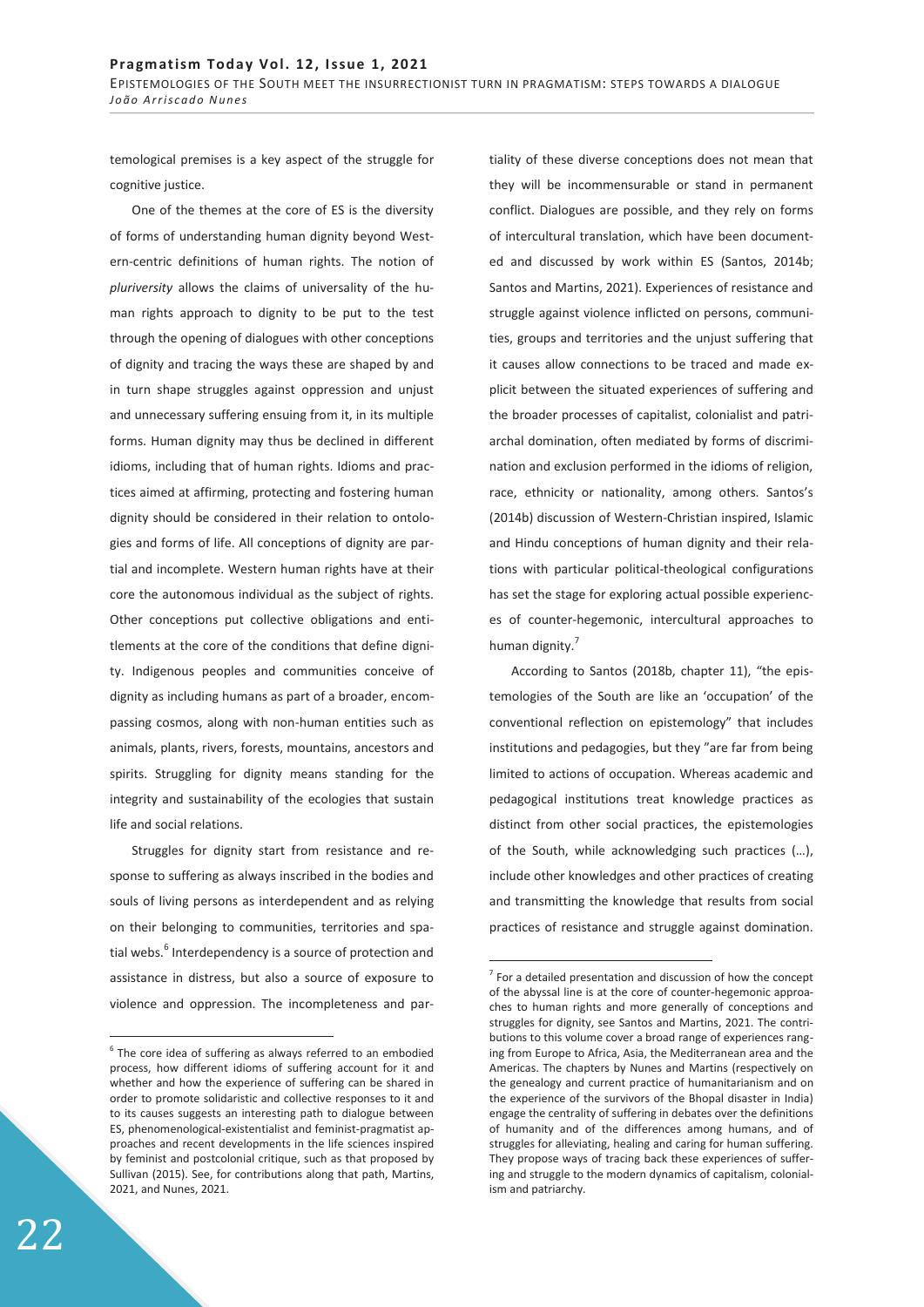temological premises is a key aspect of the struggle for cognitive justice.

One of the themes at the core of ES is the diversity of forms of understanding human dignity beyond Western-centric definitions of human rights. The notion of *pluriversity* allows the claims of universality of the human rights approach to dignity to be put to the test through the opening of dialogues with other conceptions of dignity and tracing the ways these are shaped by and in turn shape struggles against oppression and unjust and unnecessary suffering ensuing from it, in its multiple forms. Human dignity may thus be declined in different idioms, including that of human rights. Idioms and practices aimed at affirming, protecting and fostering human dignity should be considered in their relation to ontologies and forms of life. All conceptions of dignity are partial and incomplete. Western human rights have at their core the autonomous individual as the subject of rights. Other conceptions put collective obligations and entitlements at the core of the conditions that define dignity. Indigenous peoples and communities conceive of dignity as including humans as part of a broader, encompassing cosmos, along with non-human entities such as animals, plants, rivers, forests, mountains, ancestors and spirits. Struggling for dignity means standing for the integrity and sustainability of the ecologies that sustain life and social relations.

Struggles for dignity start from resistance and response to suffering as always inscribed in the bodies and souls of living persons as interdependent and as relying on their belonging to communities, territories and spatial webs.[6] Interdependency is a source of protection and assistance in distress, but also a source of exposure to violence and oppression. The incompleteness and partiality of these diverse conceptions does not mean that they will be incommensurable or stand in permanent conflict. Dialogues are possible, and they rely on forms of intercultural translation, which have been documented and discussed by work within ES (Santos, 2014b; Santos and Martins, 2021). Experiences of resistance and struggle against violence inflicted on persons, communities, groups and territories and the unjust suffering that it causes allow connections to be traced and made explicit between the situated experiences of suffering and the broader processes of capitalist, colonialist and patriarchal domination, often mediated by forms of discrimination and exclusion performed in the idioms of religion, race, ethnicity or nationality, among others. Santos's (2014b) discussion of Western-Christian inspired, Islamic and Hindu conceptions of human dignity and their relations with particular political-theological configurations has set the stage for exploring actual possible experiences of counter-hegemonic, intercultural approaches to human dignity.[7]

According to Santos (2018b, chapter 11), "the epistemologies of the South are like an 'occupation' of the conventional reflection on epistemology" that includes institutions and pedagogies, but they "are far from being limited to actions of occupation. Whereas academic and pedagogical institutions treat knowledge practices as distinct from other social practices, the epistemologies of the South, while acknowledging such practices (…), include other knowledges and other practices of creating and transmitting the knowledge that results from social practices of resistance and struggle against domination.

---

[6] The core idea of suffering as always referred to an embodied process, how different idioms of suffering account for it and whether and how the experience of suffering can be shared in order to promote solidaristic and collective responses to it and to its causes suggests an interesting path to dialogue between ES, phenomenological-existentialist and feminist-pragmatist approaches and recent developments in the life sciences inspired by feminist and postcolonial critique, such as that proposed by Sullivan (2015). See, for contributions along that path, Martins, 2021, and Nunes, 2021.

[7] For a detailed presentation and discussion of how the concept of the abyssal line is at the core of counter-hegemonic approaches to human rights and more generally of conceptions and struggles for dignity, see Santos and Martins, 2021. The contributions to this volume cover a broad range of experiences ranging from Europe to Africa, Asia, the Mediterranean area and the Americas. The chapters by Nunes and Martins (respectively on the genealogy and current practice of humanitarianism and on the experience of the survivors of the Bhopal disaster in India) engage the centrality of suffering in debates over the definitions of humanity and of the differences among humans, and of struggles for alleviating, healing and caring for human suffering. They propose ways of tracing back these experiences of suffering and struggle to the modern dynamics of capitalism, colonialism and patriarchy.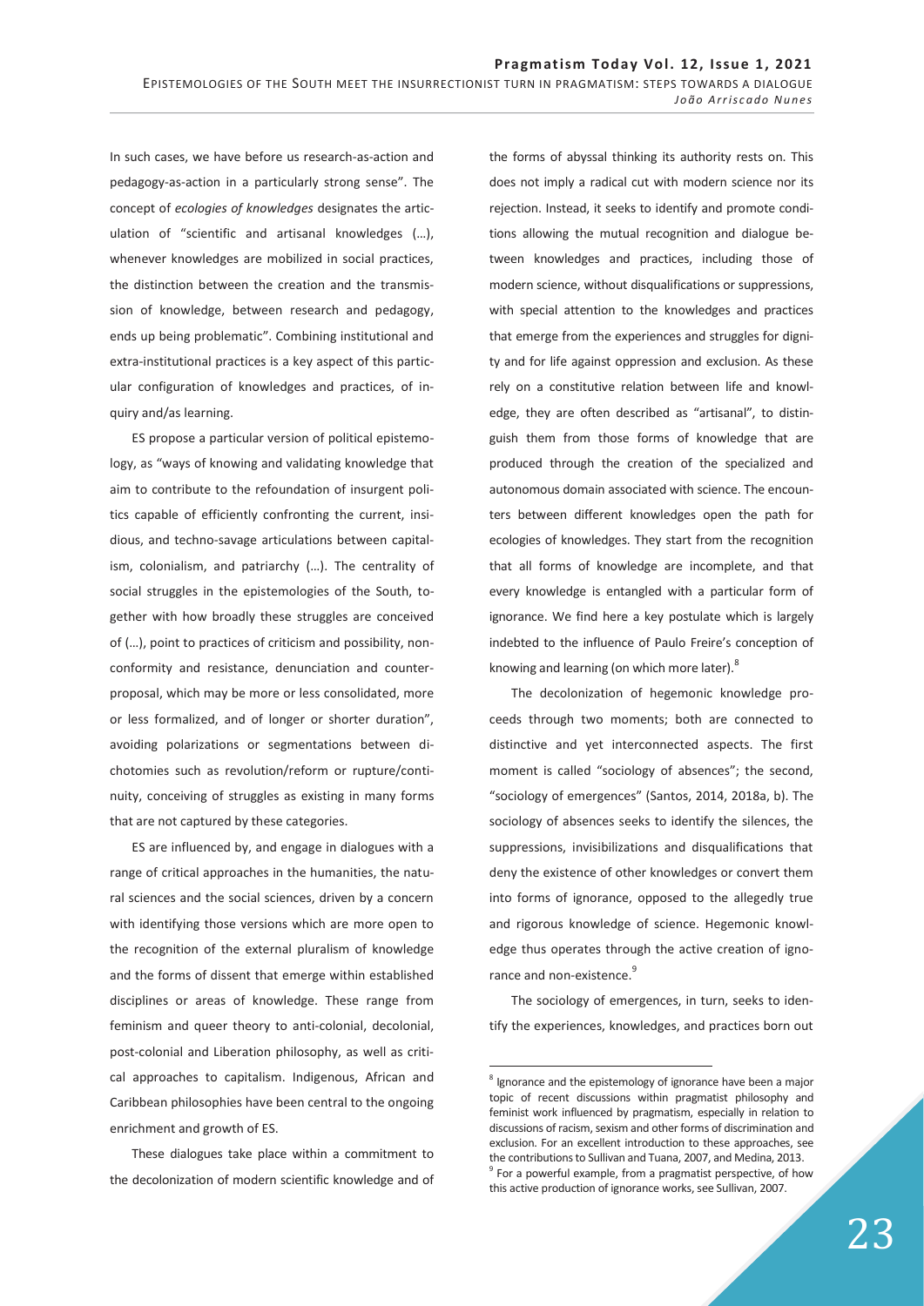In such cases, we have before us research-as-action and pedagogy-as-action in a particularly strong sense". The concept of *ecologies of knowledges* designates the articulation of "scientific and artisanal knowledges (…), whenever knowledges are mobilized in social practices, the distinction between the creation and the transmission of knowledge, between research and pedagogy, ends up being problematic". Combining institutional and extra-institutional practices is a key aspect of this particular configuration of knowledges and practices, of inquiry and/as learning.

ES propose a particular version of political epistemology, as "ways of knowing and validating knowledge that aim to contribute to the refoundation of insurgent politics capable of efficiently confronting the current, insidious, and techno-savage articulations between capitalism, colonialism, and patriarchy (…). The centrality of social struggles in the epistemologies of the South, together with how broadly these struggles are conceived of (…), point to practices of criticism and possibility, nonconformity and resistance, denunciation and counterproposal, which may be more or less consolidated, more or less formalized, and of longer or shorter duration", avoiding polarizations or segmentations between dichotomies such as revolution/reform or rupture/continuity, conceiving of struggles as existing in many forms that are not captured by these categories.

ES are influenced by, and engage in dialogues with a range of critical approaches in the humanities, the natural sciences and the social sciences, driven by a concern with identifying those versions which are more open to the recognition of the external pluralism of knowledge and the forms of dissent that emerge within established disciplines or areas of knowledge. These range from feminism and queer theory to anti-colonial, decolonial, post-colonial and Liberation philosophy, as well as critical approaches to capitalism. Indigenous, African and Caribbean philosophies have been central to the ongoing enrichment and growth of ES.

These dialogues take place within a commitment to the decolonization of modern scientific knowledge and of the forms of abyssal thinking its authority rests on. This does not imply a radical cut with modern science nor its rejection. Instead, it seeks to identify and promote conditions allowing the mutual recognition and dialogue between knowledges and practices, including those of modern science, without disqualifications or suppressions, with special attention to the knowledges and practices that emerge from the experiences and struggles for dignity and for life against oppression and exclusion. As these rely on a constitutive relation between life and knowledge, they are often described as "artisanal", to distinguish them from those forms of knowledge that are produced through the creation of the specialized and autonomous domain associated with science. The encounters between different knowledges open the path for ecologies of knowledges. They start from the recognition that all forms of knowledge are incomplete, and that every knowledge is entangled with a particular form of ignorance. We find here a key postulate which is largely indebted to the influence of Paulo Freire's conception of knowing and learning (on which more later).[8]

The decolonization of hegemonic knowledge proceeds through two moments; both are connected to distinctive and yet interconnected aspects. The first moment is called "sociology of absences"; the second, "sociology of emergences" (Santos, 2014, 2018a, b). The sociology of absences seeks to identify the silences, the suppressions, invisibilizations and disqualifications that deny the existence of other knowledges or convert them into forms of ignorance, opposed to the allegedly true and rigorous knowledge of science. Hegemonic knowledge thus operates through the active creation of ignorance and non-existence.[9]

The sociology of emergences, in turn, seeks to identify the experiences, knowledges, and practices born out

---

[8] Ignorance and the epistemology of ignorance have been a major topic of recent discussions within pragmatist philosophy and feminist work influenced by pragmatism, especially in relation to discussions of racism, sexism and other forms of discrimination and exclusion. For an excellent introduction to these approaches, see the contributions to Sullivan and Tuana, 2007, and Medina, 2013.

[9] For a powerful example, from a pragmatist perspective, of how this active production of ignorance works, see Sullivan, 2007.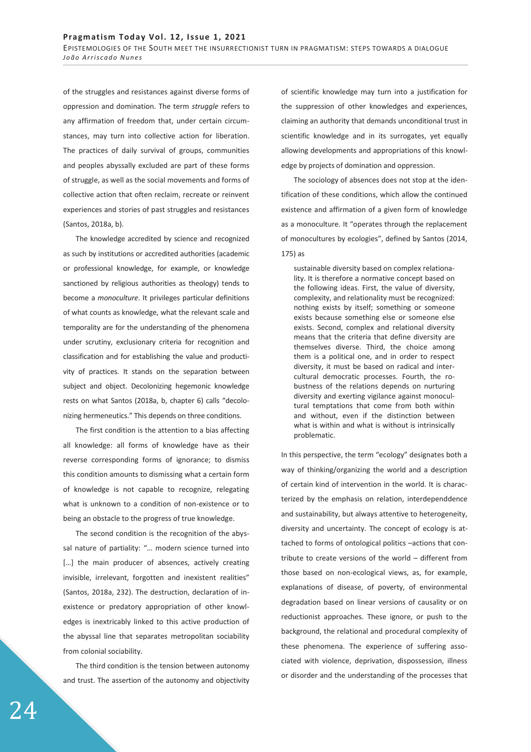of the struggles and resistances against diverse forms of oppression and domination. The term *struggle* refers to any affirmation of freedom that, under certain circumstances, may turn into collective action for liberation. The practices of daily survival of groups, communities and peoples abyssally excluded are part of these forms of struggle, as well as the social movements and forms of collective action that often reclaim, recreate or reinvent experiences and stories of past struggles and resistances (Santos, 2018a, b).

The knowledge accredited by science and recognized as such by institutions or accredited authorities (academic or professional knowledge, for example, or knowledge sanctioned by religious authorities as theology) tends to become a *monoculture*. It privileges particular definitions of what counts as knowledge, what the relevant scale and temporality are for the understanding of the phenomena under scrutiny, exclusionary criteria for recognition and classification and for establishing the value and productivity of practices. It stands on the separation between subject and object. Decolonizing hegemonic knowledge rests on what Santos (2018a, b, chapter 6) calls "decolonizing hermeneutics." This depends on three conditions.

The first condition is the attention to a bias affecting all knowledge: all forms of knowledge have as their reverse corresponding forms of ignorance; to dismiss this condition amounts to dismissing what a certain form of knowledge is not capable to recognize, relegating what is unknown to a condition of non-existence or to being an obstacle to the progress of true knowledge.

The second condition is the recognition of the abyssal nature of partiality: "… modern science turned into […] the main producer of absences, actively creating invisible, irrelevant, forgotten and inexistent realities" (Santos, 2018a, 232). The destruction, declaration of inexistence or predatory appropriation of other knowledges is inextricably linked to this active production of the abyssal line that separates metropolitan sociability from colonial sociability.

The third condition is the tension between autonomy and trust. The assertion of the autonomy and objectivity of scientific knowledge may turn into a justification for the suppression of other knowledges and experiences, claiming an authority that demands unconditional trust in scientific knowledge and in its surrogates, yet equally allowing developments and appropriations of this knowledge by projects of domination and oppression.

The sociology of absences does not stop at the identification of these conditions, which allow the continued existence and affirmation of a given form of knowledge as a monoculture. It "operates through the replacement of monocultures by ecologies", defined by Santos (2014, 175) as

> sustainable diversity based on complex relationality. It is therefore a normative concept based on the following ideas. First, the value of diversity, complexity, and relationality must be recognized: nothing exists by itself; something or someone exists because something else or someone else exists. Second, complex and relational diversity means that the criteria that define diversity are themselves diverse. Third, the choice among them is a political one, and in order to respect diversity, it must be based on radical and intercultural democratic processes. Fourth, the robustness of the relations depends on nurturing diversity and exerting vigilance against monocultural temptations that come from both within and without, even if the distinction between what is within and what is without is intrinsically problematic.

In this perspective, the term "ecology" designates both a way of thinking/organizing the world and a description of certain kind of intervention in the world. It is characterized by the emphasis on relation, interdependdence and sustainability, but always attentive to heterogeneity, diversity and uncertainty. The concept of ecology is attached to forms of ontological politics –actions that contribute to create versions of the world – different from those based on non-ecological views, as, for example, explanations of disease, of poverty, of environmental degradation based on linear versions of causality or on reductionist approaches. These ignore, or push to the background, the relational and procedural complexity of these phenomena. The experience of suffering associated with violence, deprivation, dispossession, illness or disorder and the understanding of the processes that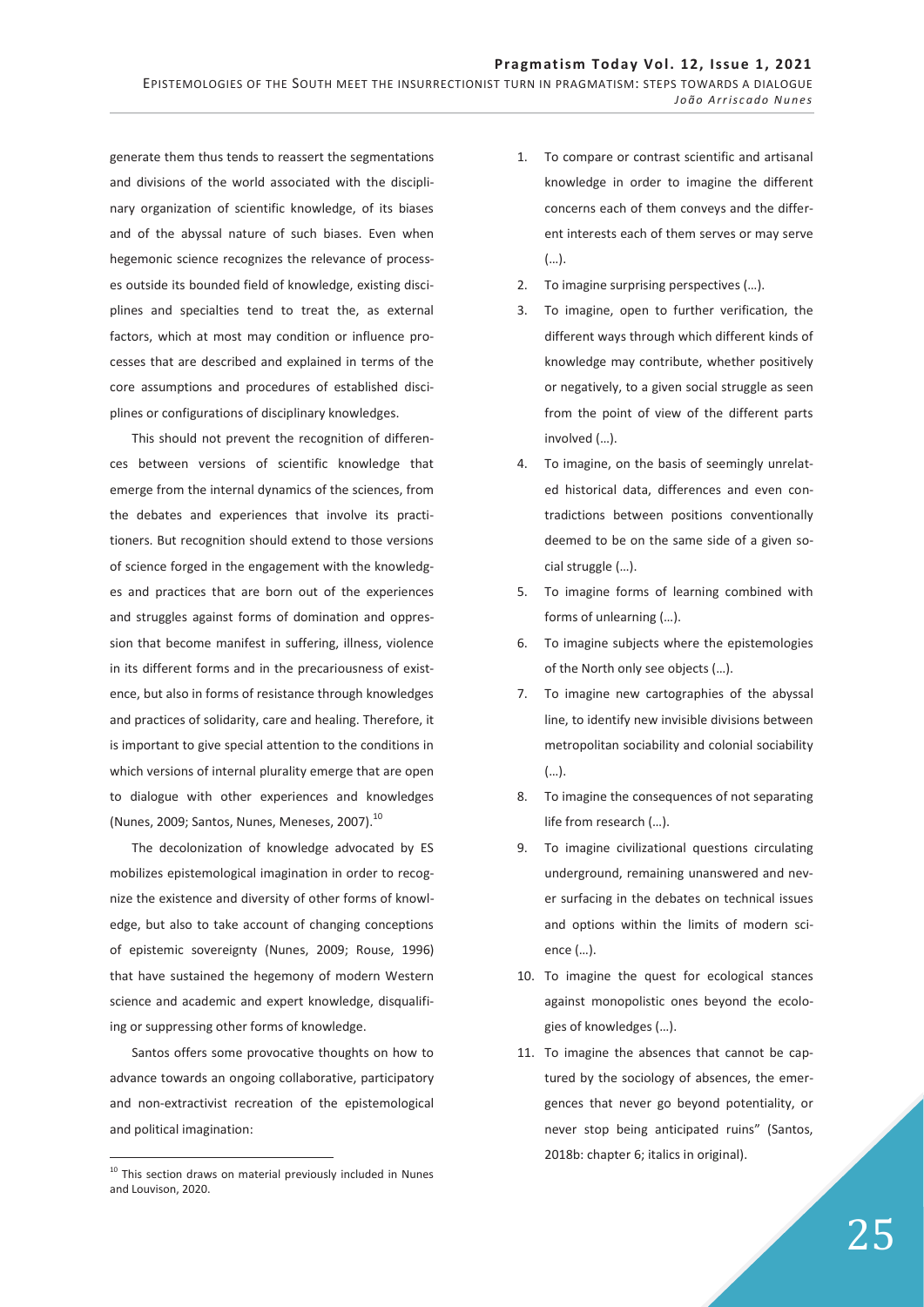generate them thus tends to reassert the segmentations and divisions of the world associated with the disciplinary organization of scientific knowledge, of its biases and of the abyssal nature of such biases. Even when hegemonic science recognizes the relevance of processes outside its bounded field of knowledge, existing disciplines and specialties tend to treat the, as external factors, which at most may condition or influence processes that are described and explained in terms of the core assumptions and procedures of established disciplines or configurations of disciplinary knowledges.

This should not prevent the recognition of differences between versions of scientific knowledge that emerge from the internal dynamics of the sciences, from the debates and experiences that involve its practitioners. But recognition should extend to those versions of science forged in the engagement with the knowledges and practices that are born out of the experiences and struggles against forms of domination and oppression that become manifest in suffering, illness, violence in its different forms and in the precariousness of existence, but also in forms of resistance through knowledges and practices of solidarity, care and healing. Therefore, it is important to give special attention to the conditions in which versions of internal plurality emerge that are open to dialogue with other experiences and knowledges (Nunes, 2009; Santos, Nunes, Meneses, 2007).[10]

The decolonization of knowledge advocated by ES mobilizes epistemological imagination in order to recognize the existence and diversity of other forms of knowledge, but also to take account of changing conceptions of epistemic sovereignty (Nunes, 2009; Rouse, 1996) that have sustained the hegemony of modern Western science and academic and expert knowledge, disqualifying or suppressing other forms of knowledge.

Santos offers some provocative thoughts on how to advance towards an ongoing collaborative, participatory and non-extractivist recreation of the epistemological and political imagination:

1. To compare or contrast scientific and artisanal knowledge in order to imagine the different concerns each of them conveys and the different interests each of them serves or may serve (…).
2. To imagine surprising perspectives (…).
3. To imagine, open to further verification, the different ways through which different kinds of knowledge may contribute, whether positively or negatively, to a given social struggle as seen from the point of view of the different parts involved (…).
4. To imagine, on the basis of seemingly unrelated historical data, differences and even contradictions between positions conventionally deemed to be on the same side of a given social struggle (…).
5. To imagine forms of learning combined with forms of unlearning (…).
6. To imagine subjects where the epistemologies of the North only see objects (…).
7. To imagine new cartographies of the abyssal line, to identify new invisible divisions between metropolitan sociability and colonial sociability (…).
8. To imagine the consequences of not separating life from research (…).
9. To imagine civilizational questions circulating underground, remaining unanswered and never surfacing in the debates on technical issues and options within the limits of modern science (…).
10. To imagine the quest for ecological stances against monopolistic ones beyond the ecologies of knowledges (…).
11. To imagine the absences that cannot be captured by the sociology of absences, the emergences that never go beyond potentiality, or never stop being anticipated ruins" (Santos, 2018b: chapter 6; italics in original).

[10] This section draws on material previously included in Nunes and Louvison, 2020.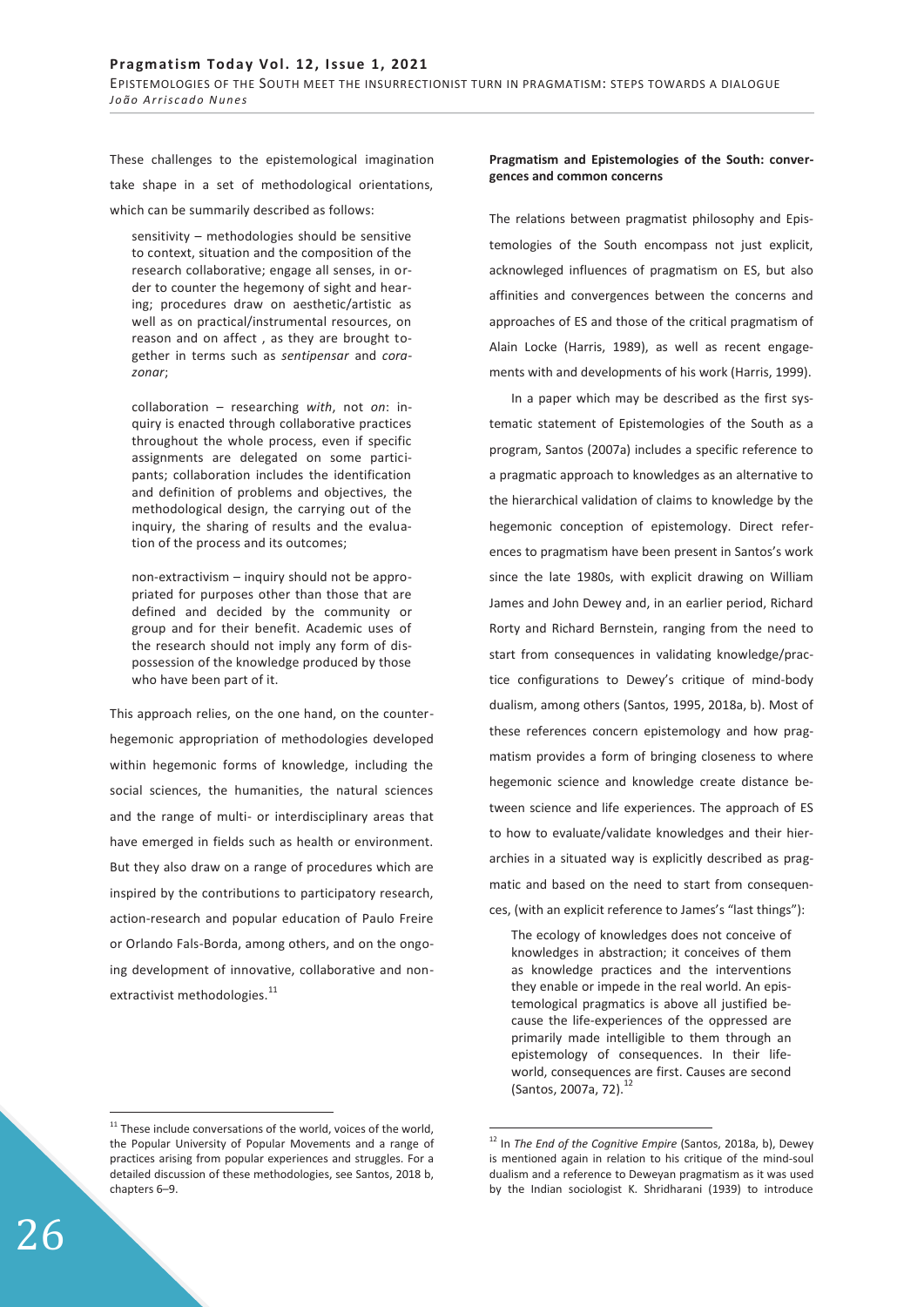These challenges to the epistemological imagination take shape in a set of methodological orientations, which can be summarily described as follows:

> sensitivity – methodologies should be sensitive to context, situation and the composition of the research collaborative; engage all senses, in order to counter the hegemony of sight and hearing; procedures draw on aesthetic/artistic as well as on practical/instrumental resources, on reason and on affect , as they are brought together in terms such as *sentipensar* and *corazonar*;
>
> collaboration – researching *with*, not *on*: inquiry is enacted through collaborative practices throughout the whole process, even if specific assignments are delegated on some participants; collaboration includes the identification and definition of problems and objectives, the methodological design, the carrying out of the inquiry, the sharing of results and the evaluation of the process and its outcomes;
>
> non-extractivism – inquiry should not be appropriated for purposes other than those that are defined and decided by the community or group and for their benefit. Academic uses of the research should not imply any form of dispossession of the knowledge produced by those who have been part of it.

This approach relies, on the one hand, on the counter-hegemonic appropriation of methodologies developed within hegemonic forms of knowledge, including the social sciences, the humanities, the natural sciences and the range of multi- or interdisciplinary areas that have emerged in fields such as health or environment. But they also draw on a range of procedures which are inspired by the contributions to participatory research, action-research and popular education of Paulo Freire or Orlando Fals-Borda, among others, and on the ongoing development of innovative, collaborative and non-extractivist methodologies.[11]

**Pragmatism and Epistemologies of the South: convergences and common concerns**

The relations between pragmatist philosophy and Epistemologies of the South encompass not just explicit, acknowleged influences of pragmatism on ES, but also affinities and convergences between the concerns and approaches of ES and those of the critical pragmatism of Alain Locke (Harris, 1989), as well as recent engagements with and developments of his work (Harris, 1999).

In a paper which may be described as the first systematic statement of Epistemologies of the South as a program, Santos (2007a) includes a specific reference to a pragmatic approach to knowledges as an alternative to the hierarchical validation of claims to knowledge by the hegemonic conception of epistemology. Direct references to pragmatism have been present in Santos's work since the late 1980s, with explicit drawing on William James and John Dewey and, in an earlier period, Richard Rorty and Richard Bernstein, ranging from the need to start from consequences in validating knowledge/practice configurations to Dewey's critique of mind-body dualism, among others (Santos, 1995, 2018a, b). Most of these references concern epistemology and how pragmatism provides a form of bringing closeness to where hegemonic science and knowledge create distance between science and life experiences. The approach of ES to how to evaluate/validate knowledges and their hierarchies in a situated way is explicitly described as pragmatic and based on the need to start from consequences, (with an explicit reference to James's "last things"):

> The ecology of knowledges does not conceive of knowledges in abstraction; it conceives of them as knowledge practices and the interventions they enable or impede in the real world. An epistemological pragmatics is above all justified because the life-experiences of the oppressed are primarily made intelligible to them through an epistemology of consequences. In their life-world, consequences are first. Causes are second (Santos, 2007a, 72).[12]

---

[11] These include conversations of the world, voices of the world, the Popular University of Popular Movements and a range of practices arising from popular experiences and struggles. For a detailed discussion of these methodologies, see Santos, 2018 b, chapters 6–9.

[12] In *The End of the Cognitive Empire* (Santos, 2018a, b), Dewey is mentioned again in relation to his critique of the mind-soul dualism and a reference to Deweyan pragmatism as it was used by the Indian sociologist K. Shridharani (1939) to introduce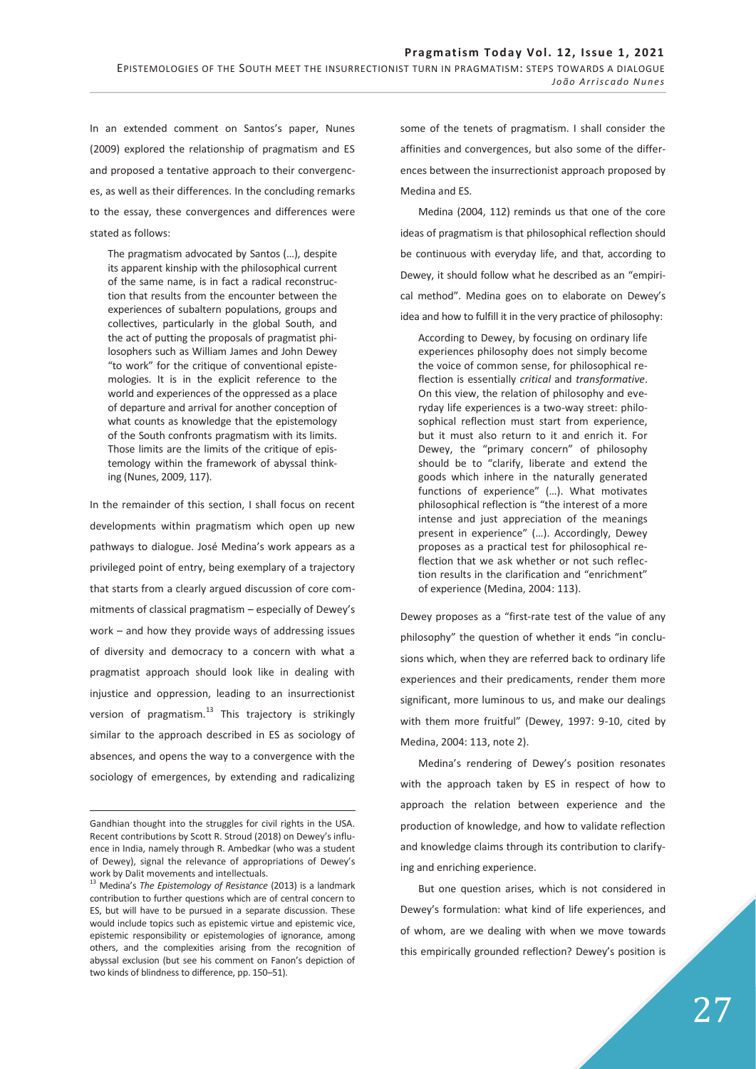In an extended comment on Santos's paper, Nunes (2009) explored the relationship of pragmatism and ES and proposed a tentative approach to their convergences, as well as their differences. In the concluding remarks to the essay, these convergences and differences were stated as follows:

> The pragmatism advocated by Santos (…), despite its apparent kinship with the philosophical current of the same name, is in fact a radical reconstruction that results from the encounter between the experiences of subaltern populations, groups and collectives, particularly in the global South, and the act of putting the proposals of pragmatist philosophers such as William James and John Dewey "to work" for the critique of conventional epistemologies. It is in the explicit reference to the world and experiences of the oppressed as a place of departure and arrival for another conception of what counts as knowledge that the epistemology of the South confronts pragmatism with its limits. Those limits are the limits of the critique of epistemology within the framework of abyssal thinking (Nunes, 2009, 117).

In the remainder of this section, I shall focus on recent developments within pragmatism which open up new pathways to dialogue. José Medina's work appears as a privileged point of entry, being exemplary of a trajectory that starts from a clearly argued discussion of core commitments of classical pragmatism – especially of Dewey's work – and how they provide ways of addressing issues of diversity and democracy to a concern with what a pragmatist approach should look like in dealing with injustice and oppression, leading to an insurrectionist version of pragmatism.[13] This trajectory is strikingly similar to the approach described in ES as sociology of absences, and opens the way to a convergence with the sociology of emergences, by extending and radicalizing some of the tenets of pragmatism. I shall consider the affinities and convergences, but also some of the differences between the insurrectionist approach proposed by Medina and ES.

Medina (2004, 112) reminds us that one of the core ideas of pragmatism is that philosophical reflection should be continuous with everyday life, and that, according to Dewey, it should follow what he described as an "empirical method". Medina goes on to elaborate on Dewey's idea and how to fulfill it in the very practice of philosophy:

> According to Dewey, by focusing on ordinary life experiences philosophy does not simply become the voice of common sense, for philosophical reflection is essentially *critical* and *transformative*. On this view, the relation of philosophy and everyday life experiences is a two-way street: philosophical reflection must start from experience, but it must also return to it and enrich it. For Dewey, the "primary concern" of philosophy should be to "clarify, liberate and extend the goods which inhere in the naturally generated functions of experience" (…). What motivates philosophical reflection is "the interest of a more intense and just appreciation of the meanings present in experience" (…). Accordingly, Dewey proposes as a practical test for philosophical reflection that we ask whether or not such reflection results in the clarification and "enrichment" of experience (Medina, 2004: 113).

Dewey proposes as a "first-rate test of the value of any philosophy" the question of whether it ends "in conclusions which, when they are referred back to ordinary life experiences and their predicaments, render them more significant, more luminous to us, and make our dealings with them more fruitful" (Dewey, 1997: 9-10, cited by Medina, 2004: 113, note 2).

Medina's rendering of Dewey's position resonates with the approach taken by ES in respect of how to approach the relation between experience and the production of knowledge, and how to validate reflection and knowledge claims through its contribution to clarifying and enriching experience.

But one question arises, which is not considered in Dewey's formulation: what kind of life experiences, and of whom, are we dealing with when we move towards this empirically grounded reflection? Dewey's position is

---

Gandhian thought into the struggles for civil rights in the USA. Recent contributions by Scott R. Stroud (2018) on Dewey's influence in India, namely through R. Ambedkar (who was a student of Dewey), signal the relevance of appropriations of Dewey's work by Dalit movements and intellectuals.

[13] Medina's *The Epistemology of Resistance* (2013) is a landmark contribution to further questions which are of central concern to ES, but will have to be pursued in a separate discussion. These would include topics such as epistemic virtue and epistemic vice, epistemic responsibility or epistemologies of ignorance, among others, and the complexities arising from the recognition of abyssal exclusion (but see his comment on Fanon's depiction of two kinds of blindness to difference, pp. 150–51).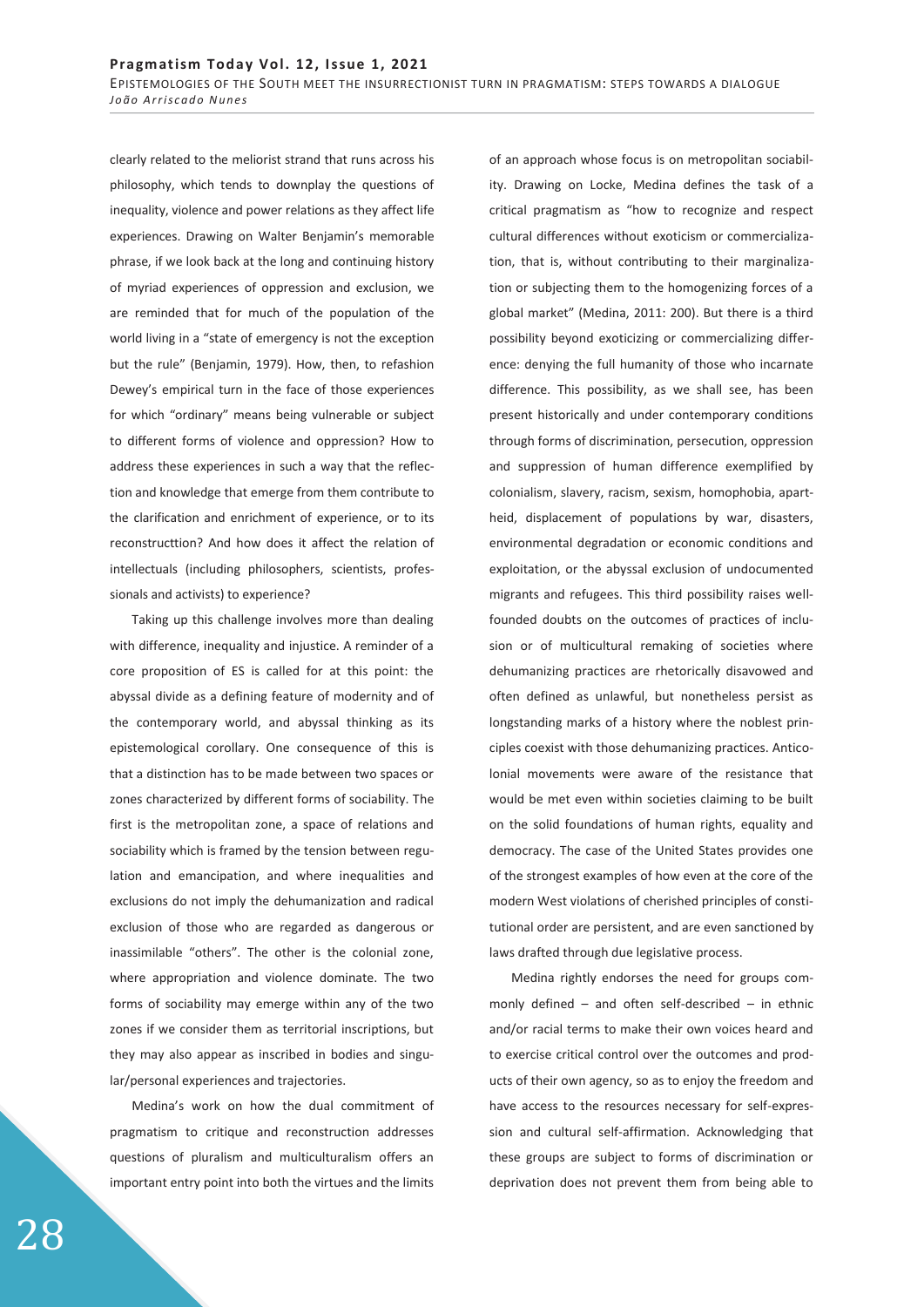clearly related to the meliorist strand that runs across his philosophy, which tends to downplay the questions of inequality, violence and power relations as they affect life experiences. Drawing on Walter Benjamin's memorable phrase, if we look back at the long and continuing history of myriad experiences of oppression and exclusion, we are reminded that for much of the population of the world living in a "state of emergency is not the exception but the rule" (Benjamin, 1979). How, then, to refashion Dewey's empirical turn in the face of those experiences for which "ordinary" means being vulnerable or subject to different forms of violence and oppression? How to address these experiences in such a way that the reflection and knowledge that emerge from them contribute to the clarification and enrichment of experience, or to its reconstructtion? And how does it affect the relation of intellectuals (including philosophers, scientists, professionals and activists) to experience?

Taking up this challenge involves more than dealing with difference, inequality and injustice. A reminder of a core proposition of ES is called for at this point: the abyssal divide as a defining feature of modernity and of the contemporary world, and abyssal thinking as its epistemological corollary. One consequence of this is that a distinction has to be made between two spaces or zones characterized by different forms of sociability. The first is the metropolitan zone, a space of relations and sociability which is framed by the tension between regulation and emancipation, and where inequalities and exclusions do not imply the dehumanization and radical exclusion of those who are regarded as dangerous or inassimilable "others". The other is the colonial zone, where appropriation and violence dominate. The two forms of sociability may emerge within any of the two zones if we consider them as territorial inscriptions, but they may also appear as inscribed in bodies and singular/personal experiences and trajectories.

Medina's work on how the dual commitment of pragmatism to critique and reconstruction addresses questions of pluralism and multiculturalism offers an important entry point into both the virtues and the limits of an approach whose focus is on metropolitan sociability. Drawing on Locke, Medina defines the task of a critical pragmatism as "how to recognize and respect cultural differences without exoticism or commercialization, that is, without contributing to their marginalization or subjecting them to the homogenizing forces of a global market" (Medina, 2011: 200). But there is a third possibility beyond exoticizing or commercializing difference: denying the full humanity of those who incarnate difference. This possibility, as we shall see, has been present historically and under contemporary conditions through forms of discrimination, persecution, oppression and suppression of human difference exemplified by colonialism, slavery, racism, sexism, homophobia, apartheid, displacement of populations by war, disasters, environmental degradation or economic conditions and exploitation, or the abyssal exclusion of undocumented migrants and refugees. This third possibility raises well-founded doubts on the outcomes of practices of inclusion or of multicultural remaking of societies where dehumanizing practices are rhetorically disavowed and often defined as unlawful, but nonetheless persist as longstanding marks of a history where the noblest principles coexist with those dehumanizing practices. Anticolonial movements were aware of the resistance that would be met even within societies claiming to be built on the solid foundations of human rights, equality and democracy. The case of the United States provides one of the strongest examples of how even at the core of the modern West violations of cherished principles of constitutional order are persistent, and are even sanctioned by laws drafted through due legislative process.

Medina rightly endorses the need for groups commonly defined – and often self-described – in ethnic and/or racial terms to make their own voices heard and to exercise critical control over the outcomes and products of their own agency, so as to enjoy the freedom and have access to the resources necessary for self-expression and cultural self-affirmation. Acknowledging that these groups are subject to forms of discrimination or deprivation does not prevent them from being able to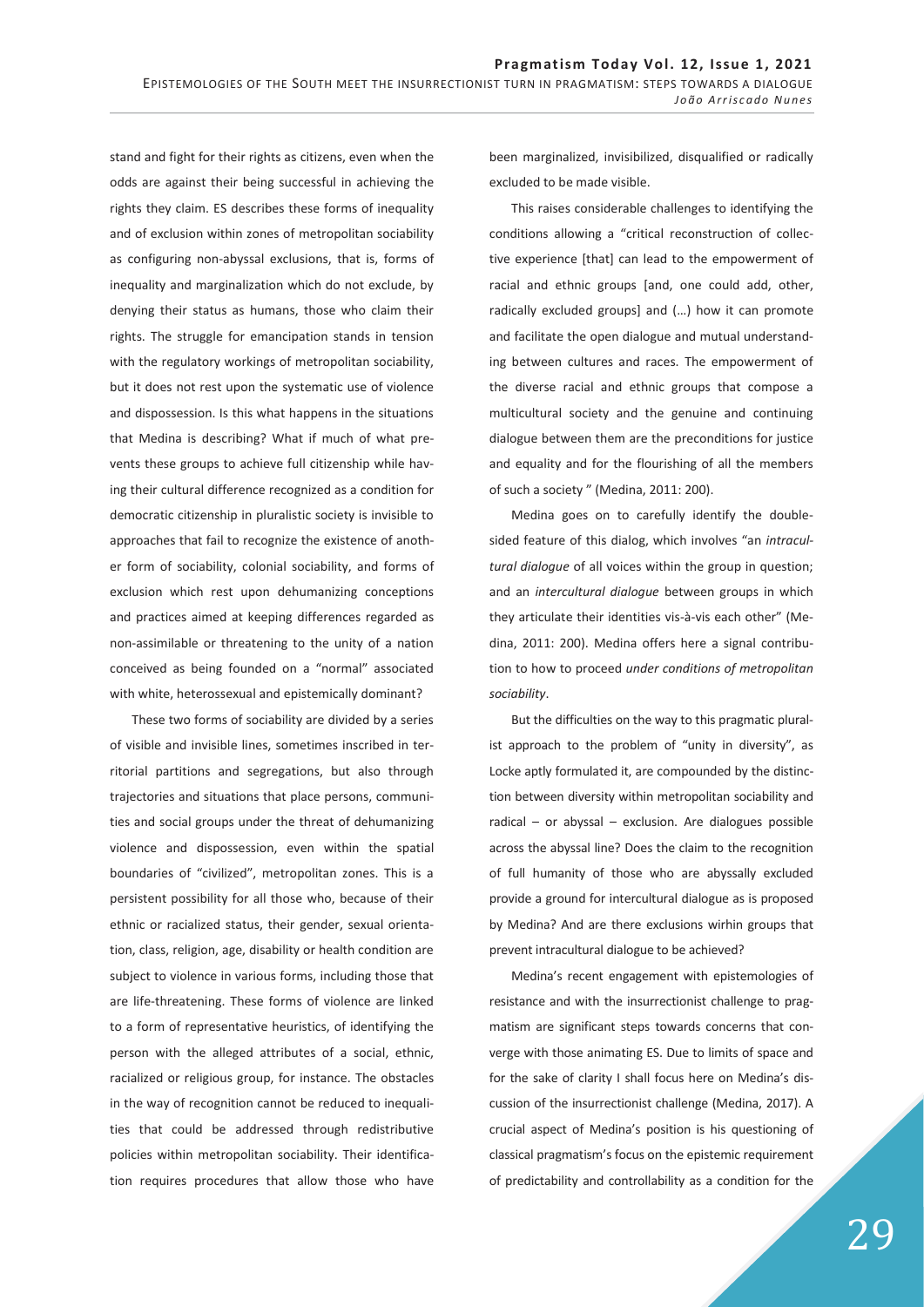stand and fight for their rights as citizens, even when the odds are against their being successful in achieving the rights they claim. ES describes these forms of inequality and of exclusion within zones of metropolitan sociability as configuring non-abyssal exclusions, that is, forms of inequality and marginalization which do not exclude, by denying their status as humans, those who claim their rights. The struggle for emancipation stands in tension with the regulatory workings of metropolitan sociability, but it does not rest upon the systematic use of violence and dispossession. Is this what happens in the situations that Medina is describing? What if much of what prevents these groups to achieve full citizenship while having their cultural difference recognized as a condition for democratic citizenship in pluralistic society is invisible to approaches that fail to recognize the existence of another form of sociability, colonial sociability, and forms of exclusion which rest upon dehumanizing conceptions and practices aimed at keeping differences regarded as non-assimilable or threatening to the unity of a nation conceived as being founded on a "normal" associated with white, heterossexual and epistemically dominant?

These two forms of sociability are divided by a series of visible and invisible lines, sometimes inscribed in territorial partitions and segregations, but also through trajectories and situations that place persons, communities and social groups under the threat of dehumanizing violence and dispossession, even within the spatial boundaries of "civilized", metropolitan zones. This is a persistent possibility for all those who, because of their ethnic or racialized status, their gender, sexual orientation, class, religion, age, disability or health condition are subject to violence in various forms, including those that are life-threatening. These forms of violence are linked to a form of representative heuristics, of identifying the person with the alleged attributes of a social, ethnic, racialized or religious group, for instance. The obstacles in the way of recognition cannot be reduced to inequalities that could be addressed through redistributive policies within metropolitan sociability. Their identification requires procedures that allow those who have been marginalized, invisibilized, disqualified or radically excluded to be made visible.

This raises considerable challenges to identifying the conditions allowing a "critical reconstruction of collective experience [that] can lead to the empowerment of racial and ethnic groups [and, one could add, other, radically excluded groups] and (…) how it can promote and facilitate the open dialogue and mutual understanding between cultures and races. The empowerment of the diverse racial and ethnic groups that compose a multicultural society and the genuine and continuing dialogue between them are the preconditions for justice and equality and for the flourishing of all the members of such a society " (Medina, 2011: 200).

Medina goes on to carefully identify the double-sided feature of this dialog, which involves "an *intracultural dialogue* of all voices within the group in question; and an *intercultural dialogue* between groups in which they articulate their identities vis-à-vis each other" (Medina, 2011: 200). Medina offers here a signal contribution to how to proceed *under conditions of metropolitan sociability*.

But the difficulties on the way to this pragmatic pluralist approach to the problem of "unity in diversity", as Locke aptly formulated it, are compounded by the distinction between diversity within metropolitan sociability and radical – or abyssal – exclusion. Are dialogues possible across the abyssal line? Does the claim to the recognition of full humanity of those who are abyssally excluded provide a ground for intercultural dialogue as is proposed by Medina? And are there exclusions wirhin groups that prevent intracultural dialogue to be achieved?

Medina's recent engagement with epistemologies of resistance and with the insurrectionist challenge to pragmatism are significant steps towards concerns that converge with those animating ES. Due to limits of space and for the sake of clarity I shall focus here on Medina's discussion of the insurrectionist challenge (Medina, 2017). A crucial aspect of Medina's position is his questioning of classical pragmatism's focus on the epistemic requirement of predictability and controllability as a condition for the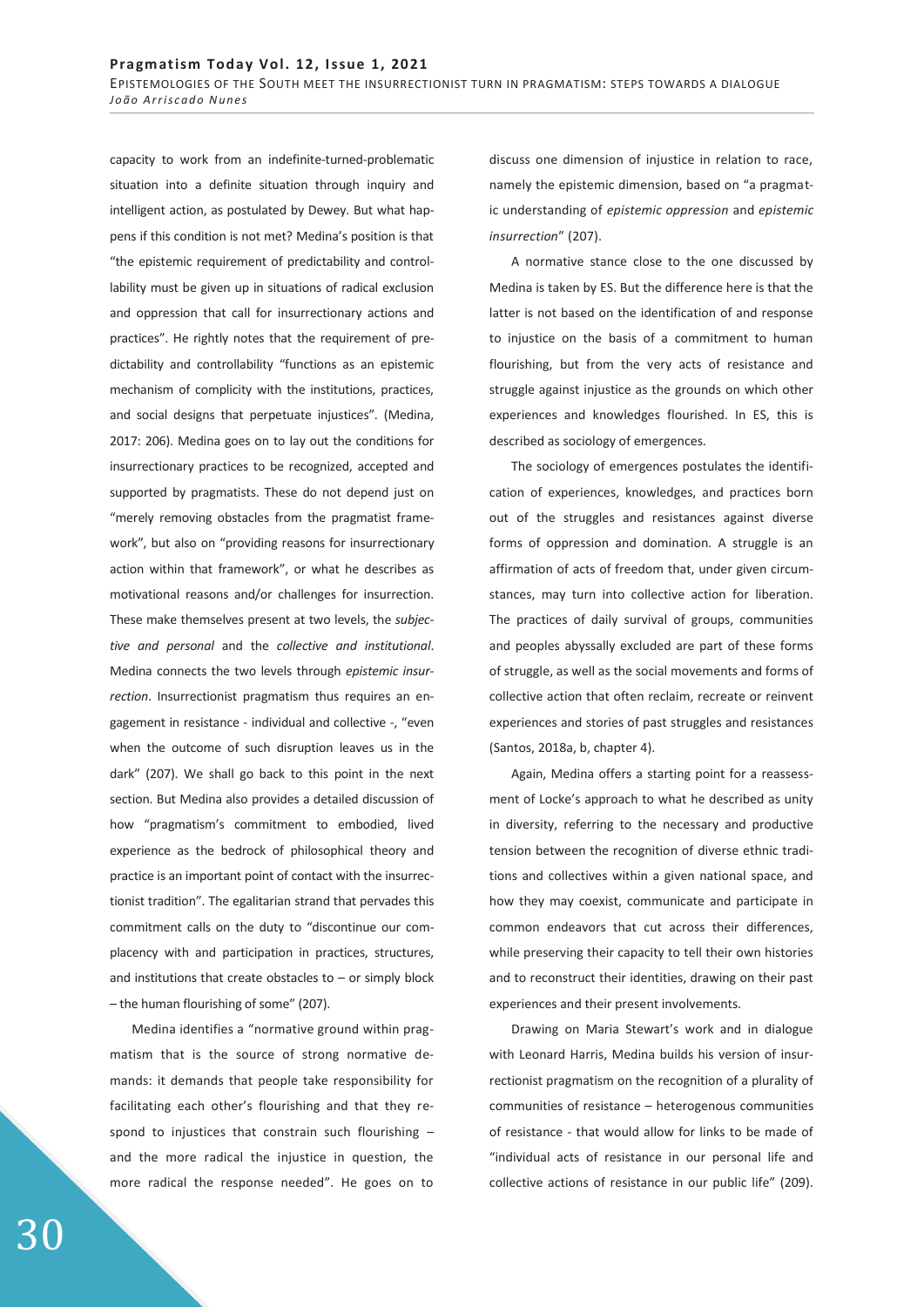capacity to work from an indefinite-turned-problematic situation into a definite situation through inquiry and intelligent action, as postulated by Dewey. But what happens if this condition is not met? Medina's position is that "the epistemic requirement of predictability and controllability must be given up in situations of radical exclusion and oppression that call for insurrectionary actions and practices". He rightly notes that the requirement of predictability and controllability "functions as an epistemic mechanism of complicity with the institutions, practices, and social designs that perpetuate injustices". (Medina, 2017: 206). Medina goes on to lay out the conditions for insurrectionary practices to be recognized, accepted and supported by pragmatists. These do not depend just on "merely removing obstacles from the pragmatist framework", but also on "providing reasons for insurrectionary action within that framework", or what he describes as motivational reasons and/or challenges for insurrection. These make themselves present at two levels, the *subjective and personal* and the *collective and institutional*. Medina connects the two levels through *epistemic insurrection*. Insurrectionist pragmatism thus requires an engagement in resistance - individual and collective -, "even when the outcome of such disruption leaves us in the dark" (207). We shall go back to this point in the next section. But Medina also provides a detailed discussion of how "pragmatism's commitment to embodied, lived experience as the bedrock of philosophical theory and practice is an important point of contact with the insurrectionist tradition". The egalitarian strand that pervades this commitment calls on the duty to "discontinue our complacency with and participation in practices, structures, and institutions that create obstacles to – or simply block – the human flourishing of some" (207).

Medina identifies a "normative ground within pragmatism that is the source of strong normative demands: it demands that people take responsibility for facilitating each other's flourishing and that they respond to injustices that constrain such flourishing – and the more radical the injustice in question, the more radical the response needed". He goes on to discuss one dimension of injustice in relation to race, namely the epistemic dimension, based on "a pragmatic understanding of *epistemic oppression* and *epistemic insurrection*" (207).

A normative stance close to the one discussed by Medina is taken by ES. But the difference here is that the latter is not based on the identification of and response to injustice on the basis of a commitment to human flourishing, but from the very acts of resistance and struggle against injustice as the grounds on which other experiences and knowledges flourished. In ES, this is described as sociology of emergences.

The sociology of emergences postulates the identification of experiences, knowledges, and practices born out of the struggles and resistances against diverse forms of oppression and domination. A struggle is an affirmation of acts of freedom that, under given circumstances, may turn into collective action for liberation. The practices of daily survival of groups, communities and peoples abyssally excluded are part of these forms of struggle, as well as the social movements and forms of collective action that often reclaim, recreate or reinvent experiences and stories of past struggles and resistances (Santos, 2018a, b, chapter 4).

Again, Medina offers a starting point for a reassessment of Locke's approach to what he described as unity in diversity, referring to the necessary and productive tension between the recognition of diverse ethnic traditions and collectives within a given national space, and how they may coexist, communicate and participate in common endeavors that cut across their differences, while preserving their capacity to tell their own histories and to reconstruct their identities, drawing on their past experiences and their present involvements.

Drawing on Maria Stewart's work and in dialogue with Leonard Harris, Medina builds his version of insurrectionist pragmatism on the recognition of a plurality of communities of resistance – heterogenous communities of resistance - that would allow for links to be made of "individual acts of resistance in our personal life and collective actions of resistance in our public life" (209).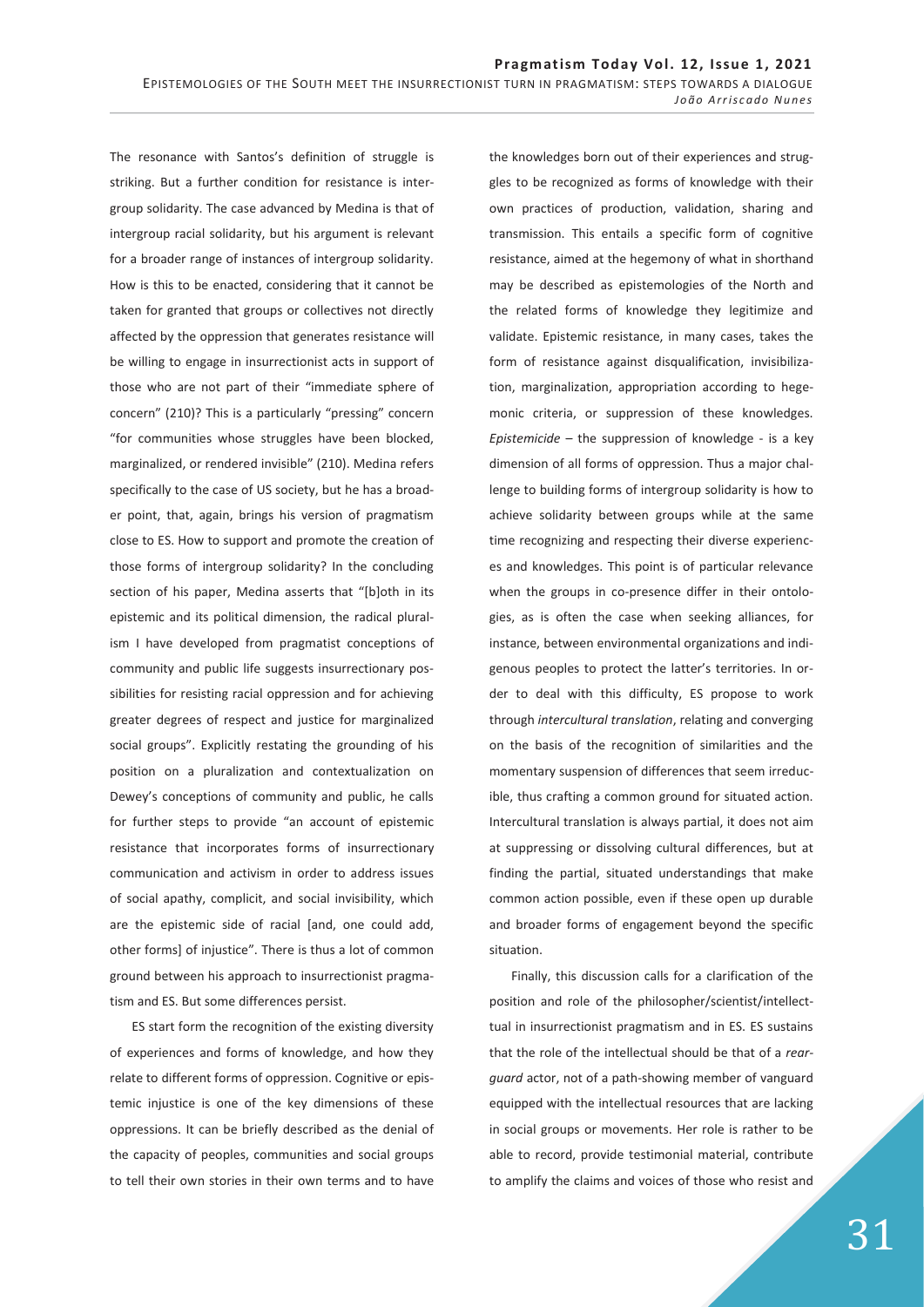The resonance with Santos's definition of struggle is striking. But a further condition for resistance is intergroup solidarity. The case advanced by Medina is that of intergroup racial solidarity, but his argument is relevant for a broader range of instances of intergroup solidarity. How is this to be enacted, considering that it cannot be taken for granted that groups or collectives not directly affected by the oppression that generates resistance will be willing to engage in insurrectionist acts in support of those who are not part of their "immediate sphere of concern" (210)? This is a particularly "pressing" concern "for communities whose struggles have been blocked, marginalized, or rendered invisible" (210). Medina refers specifically to the case of US society, but he has a broader point, that, again, brings his version of pragmatism close to ES. How to support and promote the creation of those forms of intergroup solidarity? In the concluding section of his paper, Medina asserts that "[b]oth in its epistemic and its political dimension, the radical pluralism I have developed from pragmatist conceptions of community and public life suggests insurrectionary possibilities for resisting racial oppression and for achieving greater degrees of respect and justice for marginalized social groups". Explicitly restating the grounding of his position on a pluralization and contextualization on Dewey's conceptions of community and public, he calls for further steps to provide "an account of epistemic resistance that incorporates forms of insurrectionary communication and activism in order to address issues of social apathy, complicit, and social invisibility, which are the epistemic side of racial [and, one could add, other forms] of injustice". There is thus a lot of common ground between his approach to insurrectionist pragmatism and ES. But some differences persist.

ES start form the recognition of the existing diversity of experiences and forms of knowledge, and how they relate to different forms of oppression. Cognitive or epistemic injustice is one of the key dimensions of these oppressions. It can be briefly described as the denial of the capacity of peoples, communities and social groups to tell their own stories in their own terms and to have the knowledges born out of their experiences and struggles to be recognized as forms of knowledge with their own practices of production, validation, sharing and transmission. This entails a specific form of cognitive resistance, aimed at the hegemony of what in shorthand may be described as epistemologies of the North and the related forms of knowledge they legitimize and validate. Epistemic resistance, in many cases, takes the form of resistance against disqualification, invisibilization, marginalization, appropriation according to hegemonic criteria, or suppression of these knowledges. *Epistemicide* – the suppression of knowledge - is a key dimension of all forms of oppression. Thus a major challenge to building forms of intergroup solidarity is how to achieve solidarity between groups while at the same time recognizing and respecting their diverse experiences and knowledges. This point is of particular relevance when the groups in co-presence differ in their ontologies, as is often the case when seeking alliances, for instance, between environmental organizations and indigenous peoples to protect the latter's territories. In order to deal with this difficulty, ES propose to work through *intercultural translation*, relating and converging on the basis of the recognition of similarities and the momentary suspension of differences that seem irreducible, thus crafting a common ground for situated action. Intercultural translation is always partial, it does not aim at suppressing or dissolving cultural differences, but at finding the partial, situated understandings that make common action possible, even if these open up durable and broader forms of engagement beyond the specific situation.

Finally, this discussion calls for a clarification of the position and role of the philosopher/scientist/intellecttual in insurrectionist pragmatism and in ES. ES sustains that the role of the intellectual should be that of a *rear-guard* actor, not of a path-showing member of vanguard equipped with the intellectual resources that are lacking in social groups or movements. Her role is rather to be able to record, provide testimonial material, contribute to amplify the claims and voices of those who resist and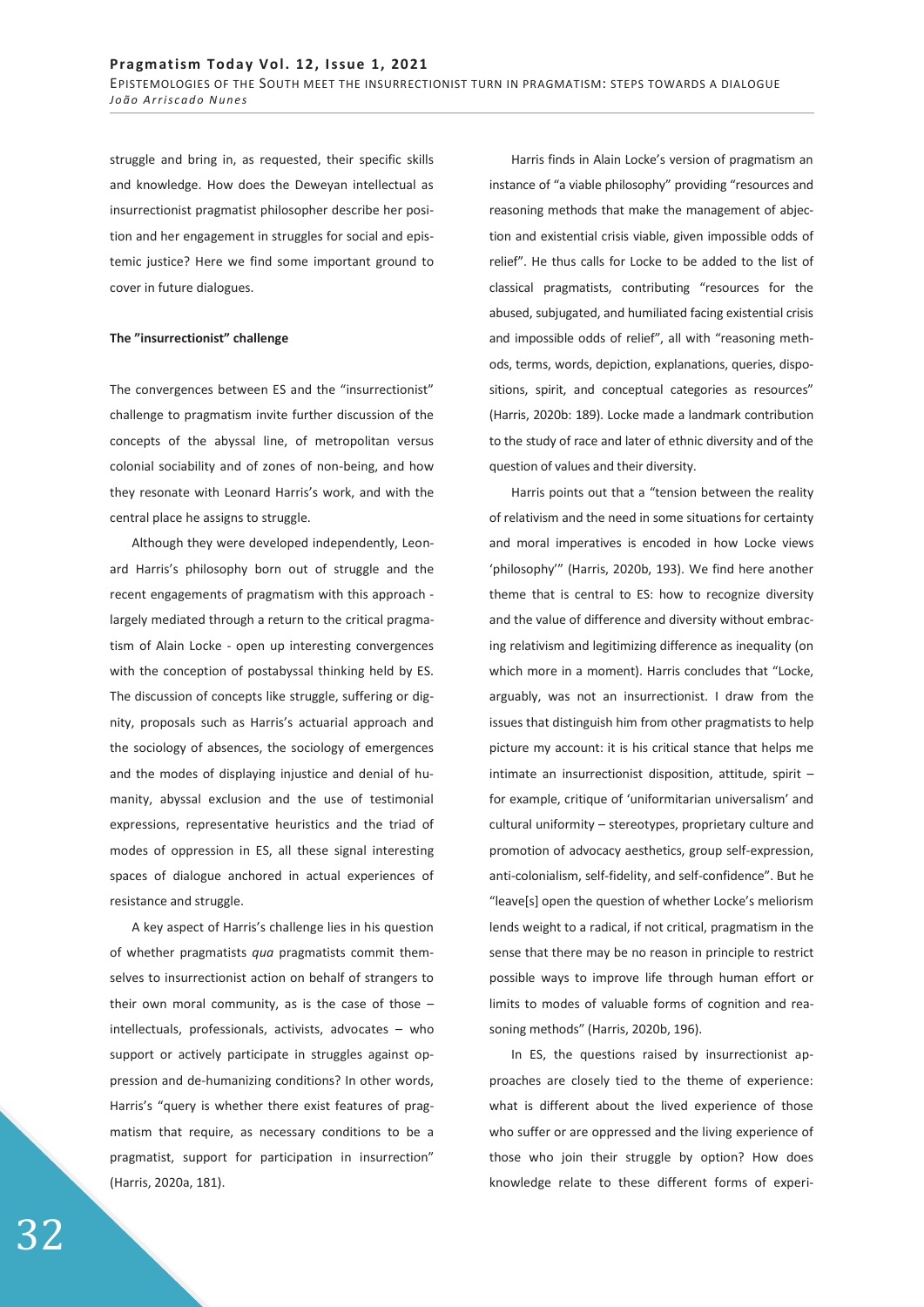struggle and bring in, as requested, their specific skills and knowledge. How does the Deweyan intellectual as insurrectionist pragmatist philosopher describe her position and her engagement in struggles for social and epistemic justice? Here we find some important ground to cover in future dialogues.

**The "insurrectionist" challenge**

The convergences between ES and the "insurrectionist" challenge to pragmatism invite further discussion of the concepts of the abyssal line, of metropolitan versus colonial sociability and of zones of non-being, and how they resonate with Leonard Harris's work, and with the central place he assigns to struggle.

Although they were developed independently, Leonard Harris's philosophy born out of struggle and the recent engagements of pragmatism with this approach - largely mediated through a return to the critical pragmatism of Alain Locke - open up interesting convergences with the conception of postabyssal thinking held by ES. The discussion of concepts like struggle, suffering or dignity, proposals such as Harris's actuarial approach and the sociology of absences, the sociology of emergences and the modes of displaying injustice and denial of humanity, abyssal exclusion and the use of testimonial expressions, representative heuristics and the triad of modes of oppression in ES, all these signal interesting spaces of dialogue anchored in actual experiences of resistance and struggle.

A key aspect of Harris's challenge lies in his question of whether pragmatists *qua* pragmatists commit themselves to insurrectionist action on behalf of strangers to their own moral community, as is the case of those – intellectuals, professionals, activists, advocates – who support or actively participate in struggles against oppression and de-humanizing conditions? In other words, Harris's "query is whether there exist features of pragmatism that require, as necessary conditions to be a pragmatist, support for participation in insurrection" (Harris, 2020a, 181).

Harris finds in Alain Locke's version of pragmatism an instance of "a viable philosophy" providing "resources and reasoning methods that make the management of abjection and existential crisis viable, given impossible odds of relief". He thus calls for Locke to be added to the list of classical pragmatists, contributing "resources for the abused, subjugated, and humiliated facing existential crisis and impossible odds of relief", all with "reasoning methods, terms, words, depiction, explanations, queries, dispositions, spirit, and conceptual categories as resources" (Harris, 2020b: 189). Locke made a landmark contribution to the study of race and later of ethnic diversity and of the question of values and their diversity.

Harris points out that a "tension between the reality of relativism and the need in some situations for certainty and moral imperatives is encoded in how Locke views 'philosophy'" (Harris, 2020b, 193). We find here another theme that is central to ES: how to recognize diversity and the value of difference and diversity without embracing relativism and legitimizing difference as inequality (on which more in a moment). Harris concludes that "Locke, arguably, was not an insurrectionist. I draw from the issues that distinguish him from other pragmatists to help picture my account: it is his critical stance that helps me intimate an insurrectionist disposition, attitude, spirit – for example, critique of 'uniformitarian universalism' and cultural uniformity – stereotypes, proprietary culture and promotion of advocacy aesthetics, group self-expression, anti-colonialism, self-fidelity, and self-confidence". But he "leave[s] open the question of whether Locke's meliorism lends weight to a radical, if not critical, pragmatism in the sense that there may be no reason in principle to restrict possible ways to improve life through human effort or limits to modes of valuable forms of cognition and reasoning methods" (Harris, 2020b, 196).

In ES, the questions raised by insurrectionist approaches are closely tied to the theme of experience: what is different about the lived experience of those who suffer or are oppressed and the living experience of those who join their struggle by option? How does knowledge relate to these different forms of experi-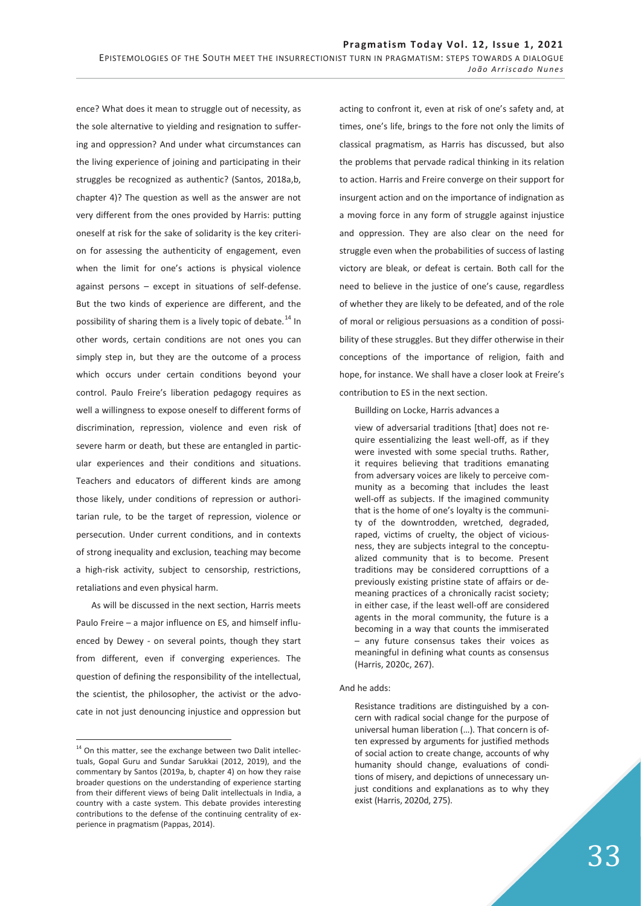ence? What does it mean to struggle out of necessity, as the sole alternative to yielding and resignation to suffering and oppression? And under what circumstances can the living experience of joining and participating in their struggles be recognized as authentic? (Santos, 2018a,b, chapter 4)? The question as well as the answer are not very different from the ones provided by Harris: putting oneself at risk for the sake of solidarity is the key criterion for assessing the authenticity of engagement, even when the limit for one's actions is physical violence against persons – except in situations of self-defense. But the two kinds of experience are different, and the possibility of sharing them is a lively topic of debate.[14] In other words, certain conditions are not ones you can simply step in, but they are the outcome of a process which occurs under certain conditions beyond your control. Paulo Freire's liberation pedagogy requires as well a willingness to expose oneself to different forms of discrimination, repression, violence and even risk of severe harm or death, but these are entangled in particular experiences and their conditions and situations. Teachers and educators of different kinds are among those likely, under conditions of repression or authoritarian rule, to be the target of repression, violence or persecution. Under current conditions, and in contexts of strong inequality and exclusion, teaching may become a high-risk activity, subject to censorship, restrictions, retaliations and even physical harm.

As will be discussed in the next section, Harris meets Paulo Freire – a major influence on ES, and himself influenced by Dewey - on several points, though they start from different, even if converging experiences. The question of defining the responsibility of the intellectual, the scientist, the philosopher, the activist or the advocate in not just denouncing injustice and oppression but acting to confront it, even at risk of one's safety and, at times, one's life, brings to the fore not only the limits of classical pragmatism, as Harris has discussed, but also the problems that pervade radical thinking in its relation to action. Harris and Freire converge on their support for insurgent action and on the importance of indignation as a moving force in any form of struggle against injustice and oppression. They are also clear on the need for struggle even when the probabilities of success of lasting victory are bleak, or defeat is certain. Both call for the need to believe in the justice of one's cause, regardless of whether they are likely to be defeated, and of the role of moral or religious persuasions as a condition of possibility of these struggles. But they differ otherwise in their conceptions of the importance of religion, faith and hope, for instance. We shall have a closer look at Freire's contribution to ES in the next section.

Buillding on Locke, Harris advances a

> view of adversarial traditions [that] does not require essentializing the least well-off, as if they were invested with some special truths. Rather, it requires believing that traditions emanating from adversary voices are likely to perceive community as a becoming that includes the least well-off as subjects. If the imagined community that is the home of one's loyalty is the community of the downtrodden, wretched, degraded, raped, victims of cruelty, the object of viciousness, they are subjects integral to the conceptualized community that is to become. Present traditions may be considered corrupttions of a previously existing pristine state of affairs or demeaning practices of a chronically racist society; in either case, if the least well-off are considered agents in the moral community, the future is a becoming in a way that counts the immiserated – any future consensus takes their voices as meaningful in defining what counts as consensus (Harris, 2020c, 267).

And he adds:

> Resistance traditions are distinguished by a concern with radical social change for the purpose of universal human liberation (…). That concern is often expressed by arguments for justified methods of social action to create change, accounts of why humanity should change, evaluations of conditions of misery, and depictions of unnecessary unjust conditions and explanations as to why they exist (Harris, 2020d, 275).

---

[14] On this matter, see the exchange between two Dalit intellectuals, Gopal Guru and Sundar Sarukkai (2012, 2019), and the commentary by Santos (2019a, b, chapter 4) on how they raise broader questions on the understanding of experience starting from their different views of being Dalit intellectuals in India, a country with a caste system. This debate provides interesting contributions to the defense of the continuing centrality of experience in pragmatism (Pappas, 2014).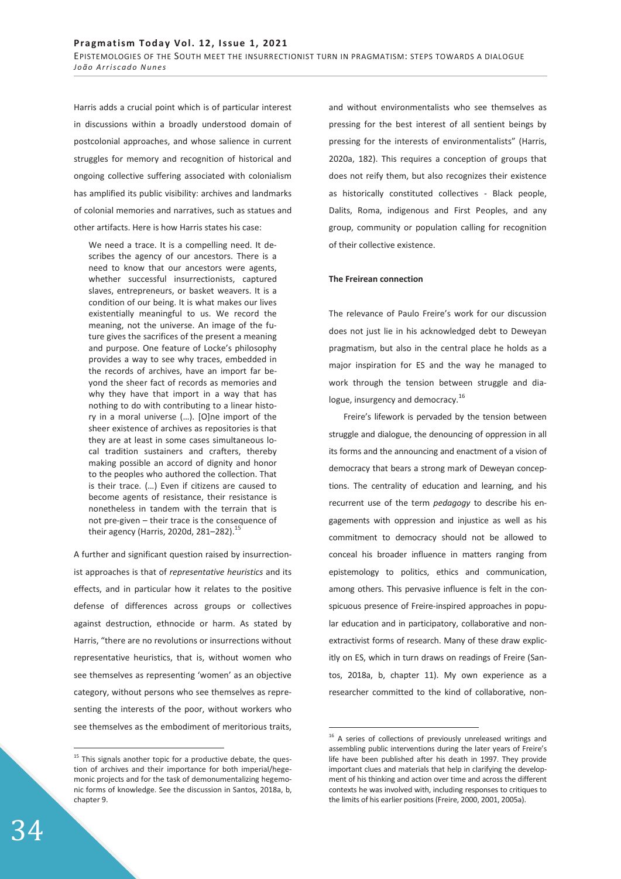Harris adds a crucial point which is of particular interest in discussions within a broadly understood domain of postcolonial approaches, and whose salience in current struggles for memory and recognition of historical and ongoing collective suffering associated with colonialism has amplified its public visibility: archives and landmarks of colonial memories and narratives, such as statues and other artifacts. Here is how Harris states his case:

> We need a trace. It is a compelling need. It describes the agency of our ancestors. There is a need to know that our ancestors were agents, whether successful insurrectionists, captured slaves, entrepreneurs, or basket weavers. It is a condition of our being. It is what makes our lives existentially meaningful to us. We record the meaning, not the universe. An image of the future gives the sacrifices of the present a meaning and purpose. One feature of Locke's philosophy provides a way to see why traces, embedded in the records of archives, have an import far beyond the sheer fact of records as memories and why they have that import in a way that has nothing to do with contributing to a linear history in a moral universe (…). [O]ne import of the sheer existence of archives as repositories is that they are at least in some cases simultaneous local tradition sustainers and crafters, thereby making possible an accord of dignity and honor to the peoples who authored the collection. That is their trace. (…) Even if citizens are caused to become agents of resistance, their resistance is nonetheless in tandem with the terrain that is not pre-given – their trace is the consequence of their agency (Harris, 2020d, 281–282).[15]

A further and significant question raised by insurrectionist approaches is that of *representative heuristics* and its effects, and in particular how it relates to the positive defense of differences across groups or collectives against destruction, ethnocide or harm. As stated by Harris, "there are no revolutions or insurrections without representative heuristics, that is, without women who see themselves as representing 'women' as an objective category, without persons who see themselves as representing the interests of the poor, without workers who see themselves as the embodiment of meritorious traits, and without environmentalists who see themselves as pressing for the best interest of all sentient beings by pressing for the interests of environmentalists" (Harris, 2020a, 182). This requires a conception of groups that does not reify them, but also recognizes their existence as historically constituted collectives - Black people, Dalits, Roma, indigenous and First Peoples, and any group, community or population calling for recognition of their collective existence.

**The Freirean connection**

The relevance of Paulo Freire's work for our discussion does not just lie in his acknowledged debt to Deweyan pragmatism, but also in the central place he holds as a major inspiration for ES and the way he managed to work through the tension between struggle and dialogue, insurgency and democracy.[16]

Freire's lifework is pervaded by the tension between struggle and dialogue, the denouncing of oppression in all its forms and the announcing and enactment of a vision of democracy that bears a strong mark of Deweyan conceptions. The centrality of education and learning, and his recurrent use of the term *pedagogy* to describe his engagements with oppression and injustice as well as his commitment to democracy should not be allowed to conceal his broader influence in matters ranging from epistemology to politics, ethics and communication, among others. This pervasive influence is felt in the conspicuous presence of Freire-inspired approaches in popular education and in participatory, collaborative and non-extractivist forms of research. Many of these draw explicitly on ES, which in turn draws on readings of Freire (Santos, 2018a, b, chapter 11). My own experience as a researcher committed to the kind of collaborative, non-

---

[15] This signals another topic for a productive debate, the question of archives and their importance for both imperial/hegemonic projects and for the task of demonumentalizing hegemonic forms of knowledge. See the discussion in Santos, 2018a, b, chapter 9.

[16] A series of collections of previously unreleased writings and assembling public interventions during the later years of Freire's life have been published after his death in 1997. They provide important clues and materials that help in clarifying the development of his thinking and action over time and across the different contexts he was involved with, including responses to critiques to the limits of his earlier positions (Freire, 2000, 2001, 2005a).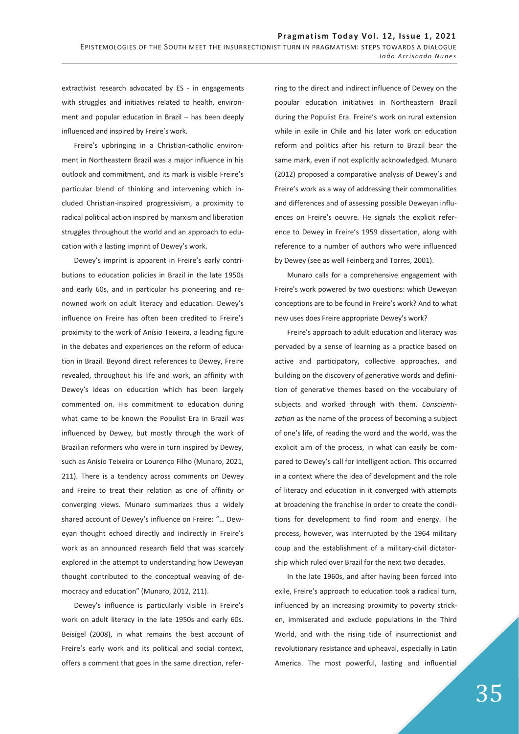extractivist research advocated by ES - in engagements with struggles and initiatives related to health, environment and popular education in Brazil – has been deeply influenced and inspired by Freire's work.

Freire's upbringing in a Christian-catholic environment in Northeastern Brazil was a major influence in his outlook and commitment, and its mark is visible Freire's particular blend of thinking and intervening which included Christian-inspired progressivism, a proximity to radical political action inspired by marxism and liberation struggles throughout the world and an approach to education with a lasting imprint of Dewey's work.

Dewey's imprint is apparent in Freire's early contributions to education policies in Brazil in the late 1950s and early 60s, and in particular his pioneering and renowned work on adult literacy and education. Dewey's influence on Freire has often been credited to Freire's proximity to the work of Anísio Teixeira, a leading figure in the debates and experiences on the reform of education in Brazil. Beyond direct references to Dewey, Freire revealed, throughout his life and work, an affinity with Dewey's ideas on education which has been largely commented on. His commitment to education during what came to be known the Populist Era in Brazil was influenced by Dewey, but mostly through the work of Brazilian reformers who were in turn inspired by Dewey, such as Anísio Teixeira or Lourenço Filho (Munaro, 2021, 211). There is a tendency across comments on Dewey and Freire to treat their relation as one of affinity or converging views. Munaro summarizes thus a widely shared account of Dewey's influence on Freire: "… Deweyan thought echoed directly and indirectly in Freire's work as an announced research field that was scarcely explored in the attempt to understanding how Deweyan thought contributed to the conceptual weaving of democracy and education" (Munaro, 2012, 211).

Dewey's influence is particularly visible in Freire's work on adult literacy in the late 1950s and early 60s. Beisigel (2008), in what remains the best account of Freire's early work and its political and social context, offers a comment that goes in the same direction, referring to the direct and indirect influence of Dewey on the popular education initiatives in Northeastern Brazil during the Populist Era. Freire's work on rural extension while in exile in Chile and his later work on education reform and politics after his return to Brazil bear the same mark, even if not explicitly acknowledged. Munaro (2012) proposed a comparative analysis of Dewey's and Freire's work as a way of addressing their commonalities and differences and of assessing possible Deweyan influences on Freire's oeuvre. He signals the explicit reference to Dewey in Freire's 1959 dissertation, along with reference to a number of authors who were influenced by Dewey (see as well Feinberg and Torres, 2001).

Munaro calls for a comprehensive engagement with Freire's work powered by two questions: which Deweyan conceptions are to be found in Freire's work? And to what new uses does Freire appropriate Dewey's work?

Freire's approach to adult education and literacy was pervaded by a sense of learning as a practice based on active and participatory, collective approaches, and building on the discovery of generative words and definition of generative themes based on the vocabulary of subjects and worked through with them. *Conscientization* as the name of the process of becoming a subject of one's life, of reading the word and the world, was the explicit aim of the process, in what can easily be compared to Dewey's call for intelligent action. This occurred in a context where the idea of development and the role of literacy and education in it converged with attempts at broadening the franchise in order to create the conditions for development to find room and energy. The process, however, was interrupted by the 1964 military coup and the establishment of a military-civil dictatorship which ruled over Brazil for the next two decades.

In the late 1960s, and after having been forced into exile, Freire's approach to education took a radical turn, influenced by an increasing proximity to poverty stricken, immiserated and exclude populations in the Third World, and with the rising tide of insurrectionist and revolutionary resistance and upheaval, especially in Latin America. The most powerful, lasting and influential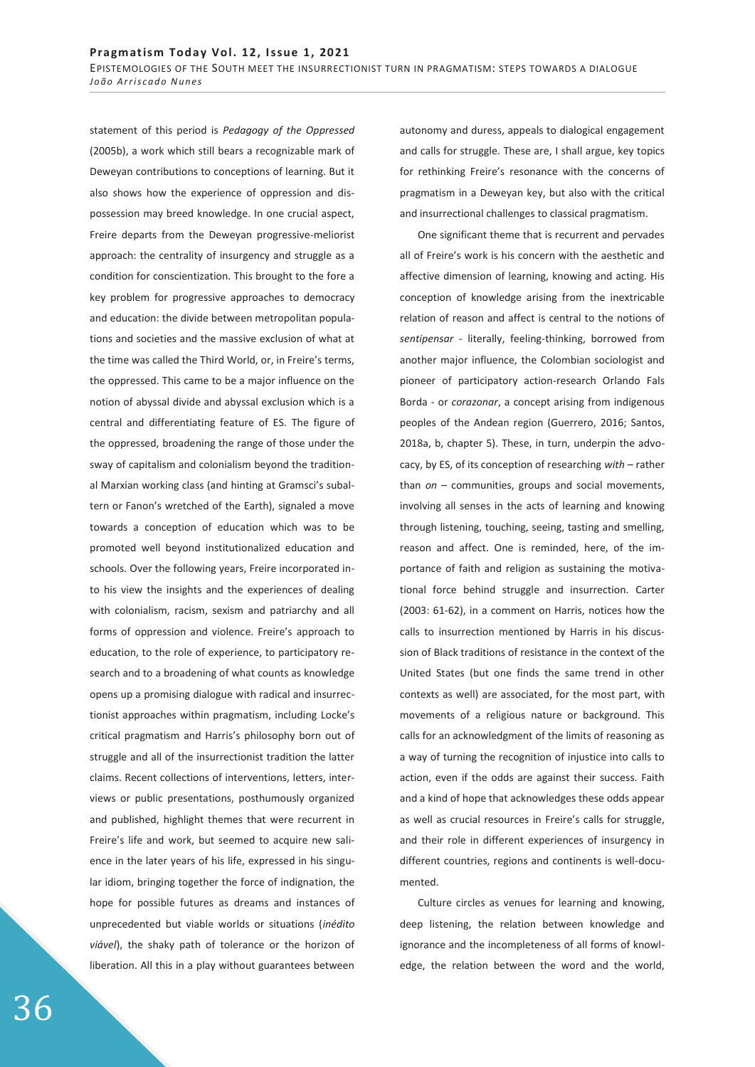statement of this period is *Pedagogy of the Oppressed* (2005b), a work which still bears a recognizable mark of Deweyan contributions to conceptions of learning. But it also shows how the experience of oppression and dispossession may breed knowledge. In one crucial aspect, Freire departs from the Deweyan progressive-meliorist approach: the centrality of insurgency and struggle as a condition for conscientization. This brought to the fore a key problem for progressive approaches to democracy and education: the divide between metropolitan populations and societies and the massive exclusion of what at the time was called the Third World, or, in Freire's terms, the oppressed. This came to be a major influence on the notion of abyssal divide and abyssal exclusion which is a central and differentiating feature of ES. The figure of the oppressed, broadening the range of those under the sway of capitalism and colonialism beyond the traditional Marxian working class (and hinting at Gramsci's subaltern or Fanon's wretched of the Earth), signaled a move towards a conception of education which was to be promoted well beyond institutionalized education and schools. Over the following years, Freire incorporated into his view the insights and the experiences of dealing with colonialism, racism, sexism and patriarchy and all forms of oppression and violence. Freire's approach to education, to the role of experience, to participatory research and to a broadening of what counts as knowledge opens up a promising dialogue with radical and insurrectionist approaches within pragmatism, including Locke's critical pragmatism and Harris's philosophy born out of struggle and all of the insurrectionist tradition the latter claims. Recent collections of interventions, letters, interviews or public presentations, posthumously organized and published, highlight themes that were recurrent in Freire's life and work, but seemed to acquire new salience in the later years of his life, expressed in his singular idiom, bringing together the force of indignation, the hope for possible futures as dreams and instances of unprecedented but viable worlds or situations (*inédito viável*), the shaky path of tolerance or the horizon of liberation. All this in a play without guarantees between autonomy and duress, appeals to dialogical engagement and calls for struggle. These are, I shall argue, key topics for rethinking Freire's resonance with the concerns of pragmatism in a Deweyan key, but also with the critical and insurrectional challenges to classical pragmatism.

One significant theme that is recurrent and pervades all of Freire's work is his concern with the aesthetic and affective dimension of learning, knowing and acting. His conception of knowledge arising from the inextricable relation of reason and affect is central to the notions of *sentipensar* - literally, feeling-thinking, borrowed from another major influence, the Colombian sociologist and pioneer of participatory action-research Orlando Fals Borda - or *corazonar*, a concept arising from indigenous peoples of the Andean region (Guerrero, 2016; Santos, 2018a, b, chapter 5). These, in turn, underpin the advocacy, by ES, of its conception of researching *with* – rather than *on* – communities, groups and social movements, involving all senses in the acts of learning and knowing through listening, touching, seeing, tasting and smelling, reason and affect. One is reminded, here, of the importance of faith and religion as sustaining the motivational force behind struggle and insurrection. Carter (2003: 61-62), in a comment on Harris, notices how the calls to insurrection mentioned by Harris in his discussion of Black traditions of resistance in the context of the United States (but one finds the same trend in other contexts as well) are associated, for the most part, with movements of a religious nature or background. This calls for an acknowledgment of the limits of reasoning as a way of turning the recognition of injustice into calls to action, even if the odds are against their success. Faith and a kind of hope that acknowledges these odds appear as well as crucial resources in Freire's calls for struggle, and their role in different experiences of insurgency in different countries, regions and continents is well-documented.

Culture circles as venues for learning and knowing, deep listening, the relation between knowledge and ignorance and the incompleteness of all forms of knowledge, the relation between the word and the world,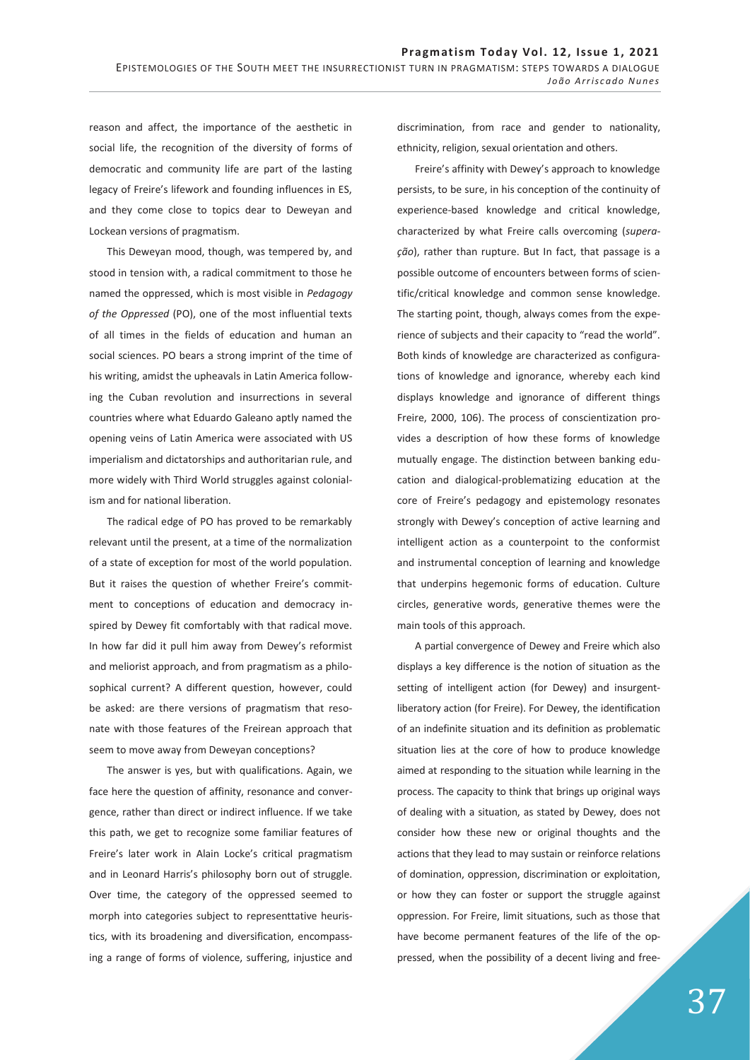reason and affect, the importance of the aesthetic in social life, the recognition of the diversity of forms of democratic and community life are part of the lasting legacy of Freire's lifework and founding influences in ES, and they come close to topics dear to Deweyan and Lockean versions of pragmatism.

This Deweyan mood, though, was tempered by, and stood in tension with, a radical commitment to those he named the oppressed, which is most visible in *Pedagogy of the Oppressed* (PO), one of the most influential texts of all times in the fields of education and human an social sciences. PO bears a strong imprint of the time of his writing, amidst the upheavals in Latin America following the Cuban revolution and insurrections in several countries where what Eduardo Galeano aptly named the opening veins of Latin America were associated with US imperialism and dictatorships and authoritarian rule, and more widely with Third World struggles against colonialism and for national liberation.

The radical edge of PO has proved to be remarkably relevant until the present, at a time of the normalization of a state of exception for most of the world population. But it raises the question of whether Freire's commitment to conceptions of education and democracy inspired by Dewey fit comfortably with that radical move. In how far did it pull him away from Dewey's reformist and meliorist approach, and from pragmatism as a philosophical current? A different question, however, could be asked: are there versions of pragmatism that resonate with those features of the Freirean approach that seem to move away from Deweyan conceptions?

The answer is yes, but with qualifications. Again, we face here the question of affinity, resonance and convergence, rather than direct or indirect influence. If we take this path, we get to recognize some familiar features of Freire's later work in Alain Locke's critical pragmatism and in Leonard Harris's philosophy born out of struggle. Over time, the category of the oppressed seemed to morph into categories subject to representtative heuristics, with its broadening and diversification, encompassing a range of forms of violence, suffering, injustice and discrimination, from race and gender to nationality, ethnicity, religion, sexual orientation and others.

Freire's affinity with Dewey's approach to knowledge persists, to be sure, in his conception of the continuity of experience-based knowledge and critical knowledge, characterized by what Freire calls overcoming (*superação*), rather than rupture. But In fact, that passage is a possible outcome of encounters between forms of scientific/critical knowledge and common sense knowledge. The starting point, though, always comes from the experience of subjects and their capacity to "read the world". Both kinds of knowledge are characterized as configurations of knowledge and ignorance, whereby each kind displays knowledge and ignorance of different things Freire, 2000, 106). The process of conscientization provides a description of how these forms of knowledge mutually engage. The distinction between banking education and dialogical-problematizing education at the core of Freire's pedagogy and epistemology resonates strongly with Dewey's conception of active learning and intelligent action as a counterpoint to the conformist and instrumental conception of learning and knowledge that underpins hegemonic forms of education. Culture circles, generative words, generative themes were the main tools of this approach.

A partial convergence of Dewey and Freire which also displays a key difference is the notion of situation as the setting of intelligent action (for Dewey) and insurgent-liberatory action (for Freire). For Dewey, the identification of an indefinite situation and its definition as problematic situation lies at the core of how to produce knowledge aimed at responding to the situation while learning in the process. The capacity to think that brings up original ways of dealing with a situation, as stated by Dewey, does not consider how these new or original thoughts and the actions that they lead to may sustain or reinforce relations of domination, oppression, discrimination or exploitation, or how they can foster or support the struggle against oppression. For Freire, limit situations, such as those that have become permanent features of the life of the oppressed, when the possibility of a decent living and free-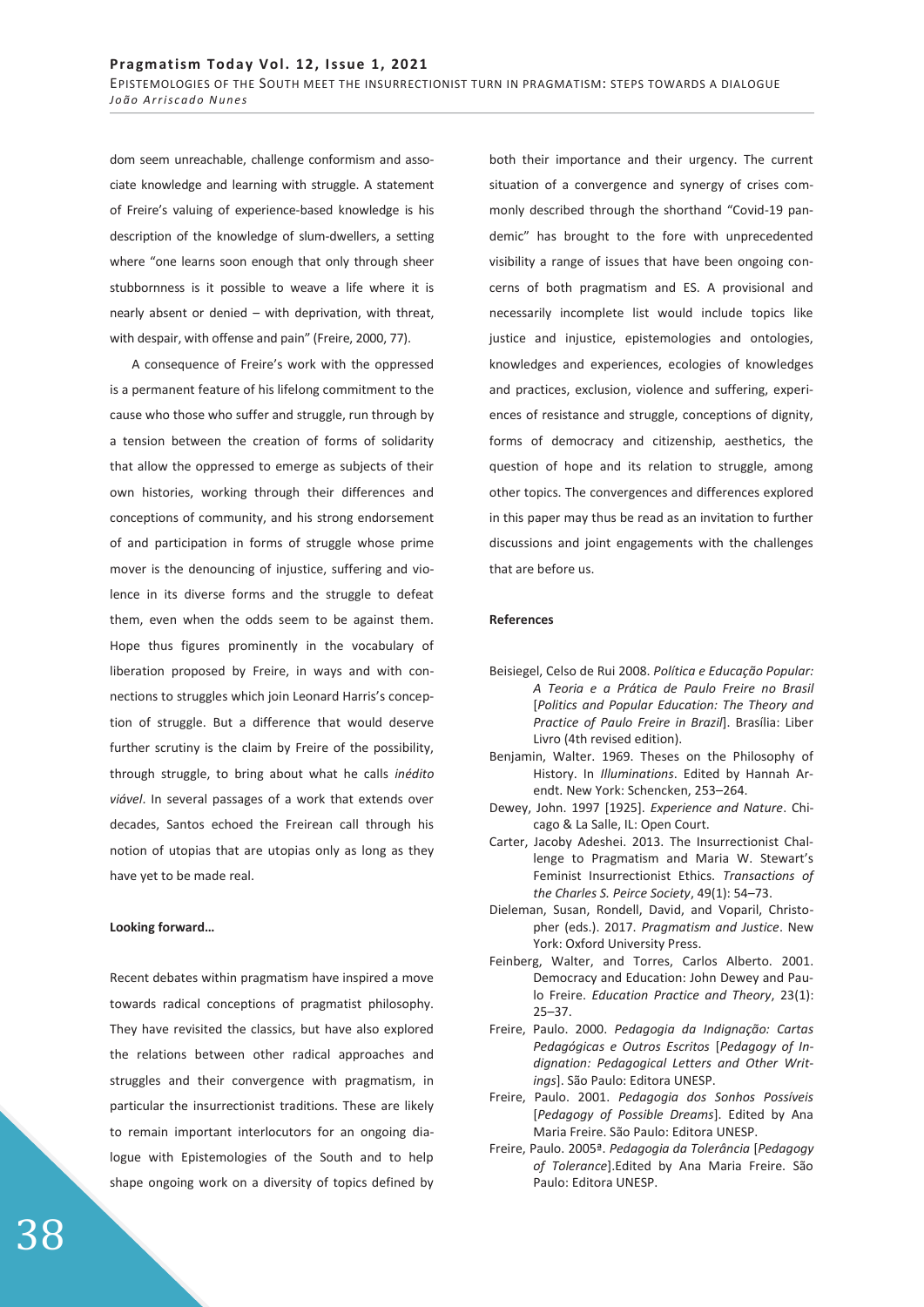dom seem unreachable, challenge conformism and associate knowledge and learning with struggle. A statement of Freire's valuing of experience-based knowledge is his description of the knowledge of slum-dwellers, a setting where "one learns soon enough that only through sheer stubbornness is it possible to weave a life where it is nearly absent or denied – with deprivation, with threat, with despair, with offense and pain" (Freire, 2000, 77).

A consequence of Freire's work with the oppressed is a permanent feature of his lifelong commitment to the cause who those who suffer and struggle, run through by a tension between the creation of forms of solidarity that allow the oppressed to emerge as subjects of their own histories, working through their differences and conceptions of community, and his strong endorsement of and participation in forms of struggle whose prime mover is the denouncing of injustice, suffering and violence in its diverse forms and the struggle to defeat them, even when the odds seem to be against them. Hope thus figures prominently in the vocabulary of liberation proposed by Freire, in ways and with connections to struggles which join Leonard Harris's conception of struggle. But a difference that would deserve further scrutiny is the claim by Freire of the possibility, through struggle, to bring about what he calls *inédito viável*. In several passages of a work that extends over decades, Santos echoed the Freirean call through his notion of utopias that are utopias only as long as they have yet to be made real.

**Looking forward…**

Recent debates within pragmatism have inspired a move towards radical conceptions of pragmatist philosophy. They have revisited the classics, but have also explored the relations between other radical approaches and struggles and their convergence with pragmatism, in particular the insurrectionist traditions. These are likely to remain important interlocutors for an ongoing dialogue with Epistemologies of the South and to help shape ongoing work on a diversity of topics defined by both their importance and their urgency. The current situation of a convergence and synergy of crises commonly described through the shorthand "Covid-19 pandemic" has brought to the fore with unprecedented visibility a range of issues that have been ongoing concerns of both pragmatism and ES. A provisional and necessarily incomplete list would include topics like justice and injustice, epistemologies and ontologies, knowledges and experiences, ecologies of knowledges and practices, exclusion, violence and suffering, experiences of resistance and struggle, conceptions of dignity, forms of democracy and citizenship, aesthetics, the question of hope and its relation to struggle, among other topics. The convergences and differences explored in this paper may thus be read as an invitation to further discussions and joint engagements with the challenges that are before us.

**References**

Beisiegel, Celso de Rui 2008. *Política e Educação Popular: A Teoria e a Prática de Paulo Freire no Brasil* [*Politics and Popular Education: The Theory and Practice of Paulo Freire in Brazil*]. Brasília: Liber Livro (4th revised edition).

Benjamin, Walter. 1969. Theses on the Philosophy of History. In *Illuminations*. Edited by Hannah Arendt. New York: Schencken, 253–264.

Dewey, John. 1997 [1925]. *Experience and Nature*. Chicago & La Salle, IL: Open Court.

Carter, Jacoby Adeshei. 2013. The Insurrectionist Challenge to Pragmatism and Maria W. Stewart's Feminist Insurrectionist Ethics. *Transactions of the Charles S. Peirce Society*, 49(1): 54–73.

Dieleman, Susan, Rondell, David, and Voparil, Christopher (eds.). 2017. *Pragmatism and Justice*. New York: Oxford University Press.

Feinberg, Walter, and Torres, Carlos Alberto. 2001. Democracy and Education: John Dewey and Paulo Freire. *Education Practice and Theory*, 23(1): 25–37.

Freire, Paulo. 2000. *Pedagogia da Indignação: Cartas Pedagógicas e Outros Escritos* [*Pedagogy of Indignation: Pedagogical Letters and Other Writings*]. São Paulo: Editora UNESP.

Freire, Paulo. 2001. *Pedagogia dos Sonhos Possíveis* [*Pedagogy of Possible Dreams*]. Edited by Ana Maria Freire. São Paulo: Editora UNESP.

Freire, Paulo. 2005ª. *Pedagogia da Tolerância* [*Pedagogy of Tolerance*].Edited by Ana Maria Freire. São Paulo: Editora UNESP.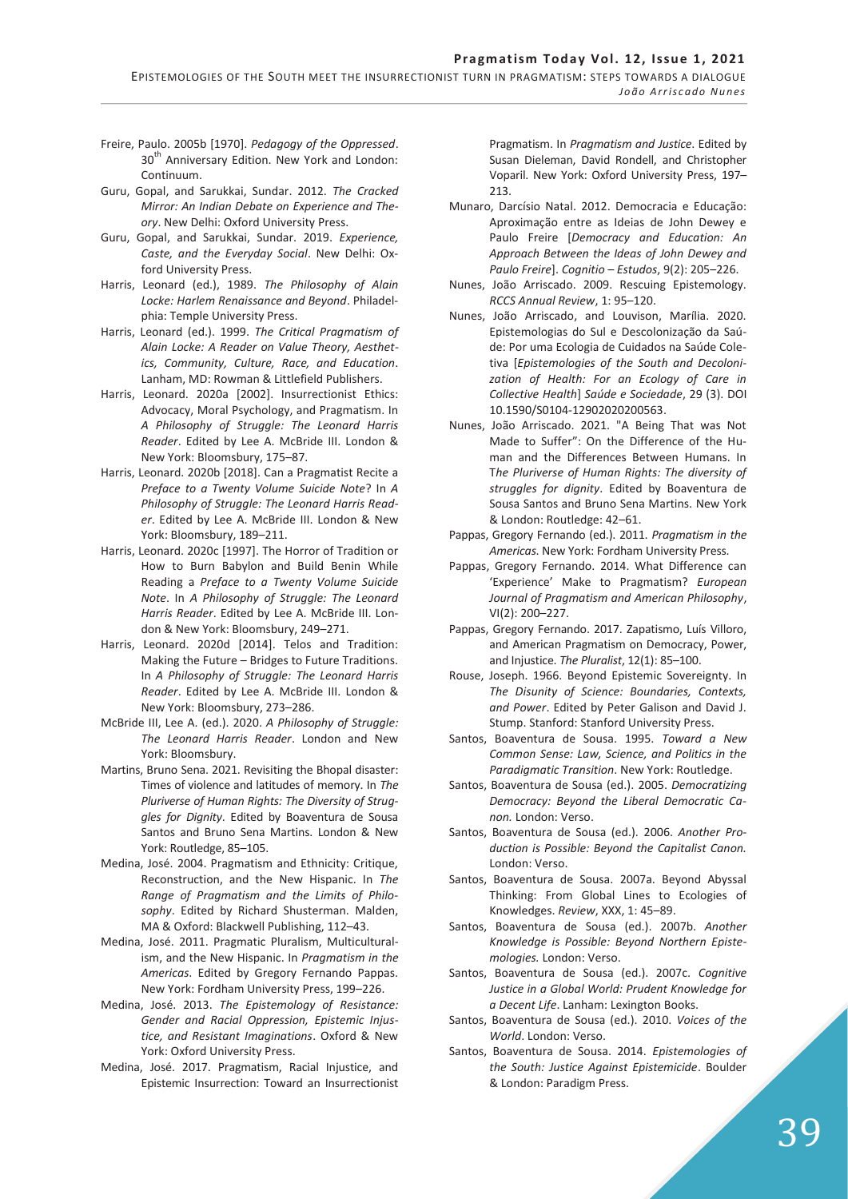Freire, Paulo. 2005b [1970]. *Pedagogy of the Oppressed*. 30th Anniversary Edition. New York and London: Continuum.

Guru, Gopal, and Sarukkai, Sundar. 2012. *The Cracked Mirror: An Indian Debate on Experience and Theory*. New Delhi: Oxford University Press.

Guru, Gopal, and Sarukkai, Sundar. 2019. *Experience, Caste, and the Everyday Social*. New Delhi: Oxford University Press.

Harris, Leonard (ed.), 1989. *The Philosophy of Alain Locke: Harlem Renaissance and Beyond*. Philadelphia: Temple University Press.

Harris, Leonard (ed.). 1999. *The Critical Pragmatism of Alain Locke: A Reader on Value Theory, Aesthetics, Community, Culture, Race, and Education*. Lanham, MD: Rowman & Littlefield Publishers.

Harris, Leonard. 2020a [2002]. Insurrectionist Ethics: Advocacy, Moral Psychology, and Pragmatism. In *A Philosophy of Struggle: The Leonard Harris Reader*. Edited by Lee A. McBride III. London & New York: Bloomsbury, 175–87.

Harris, Leonard. 2020b [2018]. Can a Pragmatist Recite a *Preface to a Twenty Volume Suicide Note*? In *A Philosophy of Struggle: The Leonard Harris Reader*. Edited by Lee A. McBride III. London & New York: Bloomsbury, 189–211.

Harris, Leonard. 2020c [1997]. The Horror of Tradition or How to Burn Babylon and Build Benin While Reading a *Preface to a Twenty Volume Suicide Note*. In *A Philosophy of Struggle: The Leonard Harris Reader*. Edited by Lee A. McBride III. London & New York: Bloomsbury, 249–271.

Harris, Leonard. 2020d [2014]. Telos and Tradition: Making the Future – Bridges to Future Traditions. In *A Philosophy of Struggle: The Leonard Harris Reader*. Edited by Lee A. McBride III. London & New York: Bloomsbury, 273–286.

McBride III, Lee A. (ed.). 2020. *A Philosophy of Struggle: The Leonard Harris Reader*. London and New York: Bloomsbury.

Martins, Bruno Sena. 2021. Revisiting the Bhopal disaster: Times of violence and latitudes of memory. In *The Pluriverse of Human Rights: The Diversity of Struggles for Dignity*. Edited by Boaventura de Sousa Santos and Bruno Sena Martins. London & New York: Routledge, 85–105.

Medina, José. 2004. Pragmatism and Ethnicity: Critique, Reconstruction, and the New Hispanic. In *The Range of Pragmatism and the Limits of Philosophy*. Edited by Richard Shusterman. Malden, MA & Oxford: Blackwell Publishing, 112–43.

Medina, José. 2011. Pragmatic Pluralism, Multiculturalism, and the New Hispanic. In *Pragmatism in the Americas*. Edited by Gregory Fernando Pappas. New York: Fordham University Press, 199–226.

Medina, José. 2013. *The Epistemology of Resistance: Gender and Racial Oppression, Epistemic Injustice, and Resistant Imaginations*. Oxford & New York: Oxford University Press.

Medina, José. 2017. Pragmatism, Racial Injustice, and Epistemic Insurrection: Toward an Insurrectionist Pragmatism. In *Pragmatism and Justice*. Edited by Susan Dieleman, David Rondell, and Christopher Voparil. New York: Oxford University Press, 197–213.

Munaro, Darcísio Natal. 2012. Democracia e Educação: Aproximação entre as Ideias de John Dewey e Paulo Freire [*Democracy and Education: An Approach Between the Ideas of John Dewey and Paulo Freire*]. *Cognitio – Estudos*, 9(2): 205–226.

Nunes, João Arriscado. 2009. Rescuing Epistemology. *RCCS Annual Review*, 1: 95–120.

Nunes, João Arriscado, and Louvison, Marília. 2020. Epistemologias do Sul e Descolonização da Saúde: Por uma Ecologia de Cuidados na Saúde Coletiva [*Epistemologies of the South and Decolonization of Health: For an Ecology of Care in Collective Health*] *Saúde e Sociedade*, 29 (3). DOI 10.1590/S0104-12902020200563.

Nunes, João Arriscado. 2021. "A Being That was Not Made to Suffer": On the Difference of the Human and the Differences Between Humans. In T*he Pluriverse of Human Rights: The diversity of struggles for dignity*. Edited by Boaventura de Sousa Santos and Bruno Sena Martins. New Yorker & London: Routledge: 42–61.

Pappas, Gregory Fernando (ed.). 2011. *Pragmatism in the Americas.* New York: Fordham University Press.

Pappas, Gregory Fernando. 2014. What Difference can 'Experience' Make to Pragmatism? *European Journal of Pragmatism and American Philosophy*, VI(2): 200–227.

Pappas, Gregory Fernando. 2017. Zapatismo, Luís Villoro, and American Pragmatism on Democracy, Power, and Injustice. *The Pluralist*, 12(1): 85–100.

Rouse, Joseph. 1966. Beyond Epistemic Sovereignty. In *The Disunity of Science: Boundaries, Contexts, and Power*. Edited by Peter Galison and David J. Stump. Stanford: Stanford University Press.

Santos, Boaventura de Sousa. 1995. *Toward a New Common Sense: Law, Science, and Politics in the Paradigmatic Transition*. New York: Routledge.

Santos, Boaventura de Sousa (ed.). 2005. *Democratizing Democracy: Beyond the Liberal Democratic Canon.* London: Verso.

Santos, Boaventura de Sousa (ed.). 2006. *Another Production is Possible: Beyond the Capitalist Canon.* London: Verso.

Santos, Boaventura de Sousa. 2007a. Beyond Abyssal Thinking: From Global Lines to Ecologies of Knowledges. *Review*, XXX, 1: 45–89.

Santos, Boaventura de Sousa (ed.). 2007b. *Another Knowledge is Possible: Beyond Northern Epistemologies.* London: Verso.

Santos, Boaventura de Sousa (ed.). 2007c. *Cognitive Justice in a Global World: Prudent Knowledge for a Decent Life*. Lanham: Lexington Books.

Santos, Boaventura de Sousa (ed.). 2010. *Voices of the World*. London: Verso.

Santos, Boaventura de Sousa. 2014. *Epistemologies of the South: Justice Against Epistemicide*. Boulder & London: Paradigm Press.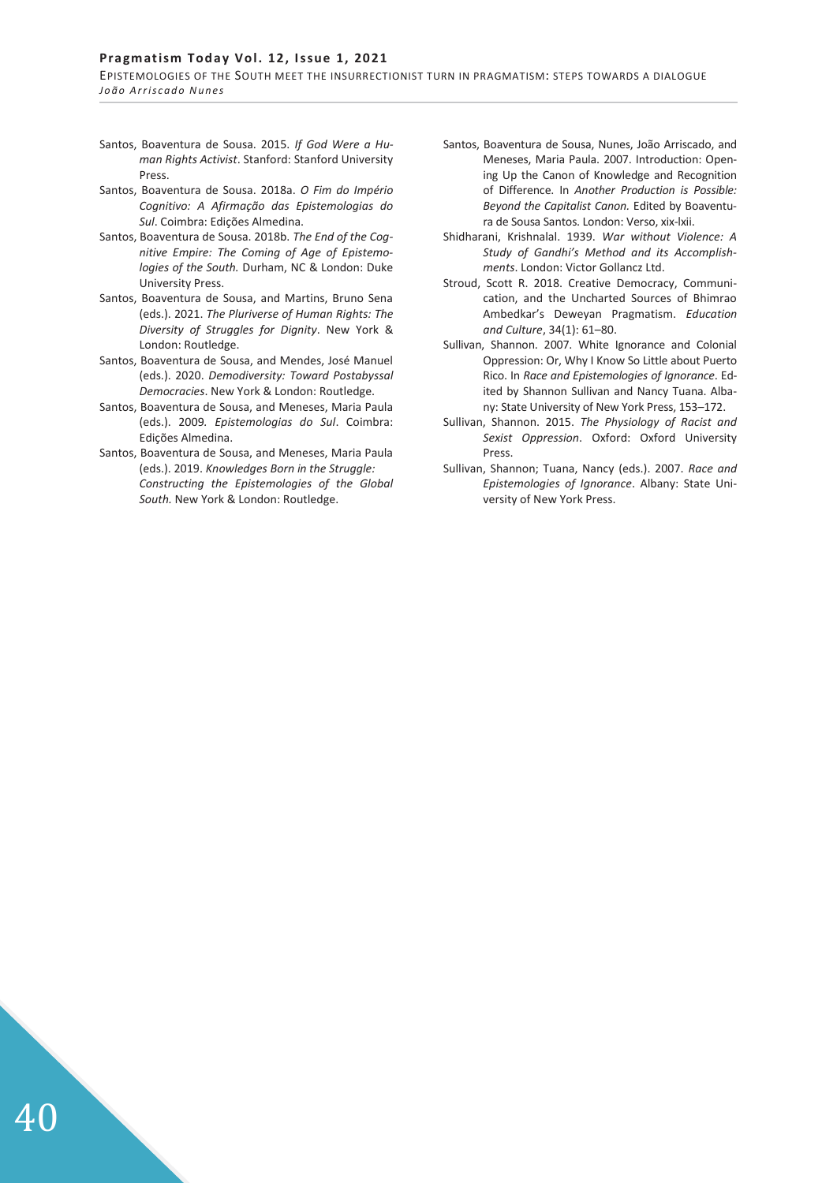Santos, Boaventura de Sousa. 2015. *If God Were a Human Rights Activist*. Stanford: Stanford University Press.

Santos, Boaventura de Sousa. 2018a. *O Fim do Império Cognitivo: A Afirmação das Epistemologias do Sul*. Coimbra: Edições Almedina.

Santos, Boaventura de Sousa. 2018b. *The End of the Cognitive Empire: The Coming of Age of Epistemologies of the South.* Durham, NC & London: Duke University Press.

Santos, Boaventura de Sousa, and Martins, Bruno Sena (eds.). 2021. *The Pluriverse of Human Rights: The Diversity of Struggles for Dignity*. New York & London: Routledge.

Santos, Boaventura de Sousa, and Mendes, José Manuel (eds.). 2020. *Demodiversity: Toward Postabyssal Democracies*. New York & London: Routledge.

Santos, Boaventura de Sousa, and Meneses, Maria Paula (eds.). 2009*. Epistemologias do Sul*. Coimbra: Edições Almedina.

Santos, Boaventura de Sousa, and Meneses, Maria Paula (eds.). 2019. *Knowledges Born in the Struggle: Constructing the Epistemologies of the Global South.* New York & London: Routledge.

Santos, Boaventura de Sousa, Nunes, João Arriscado, and Meneses, Maria Paula. 2007. Introduction: Opening Up the Canon of Knowledge and Recognition of Difference. In *Another Production is Possible: Beyond the Capitalist Canon.* Edited by Boaventura de Sousa Santos. London: Verso, xix-lxii.

Shidharani, Krishnalal. 1939. *War without Violence: A Study of Gandhi's Method and its Accomplishments*. London: Victor Gollancz Ltd.

Stroud, Scott R. 2018. Creative Democracy, Communication, and the Uncharted Sources of Bhimrao Ambedkar's Deweyan Pragmatism. *Education and Culture*, 34(1): 61–80.

Sullivan, Shannon. 2007. White Ignorance and Colonial Oppression: Or, Why I Know So Little about Puerto Rico. In *Race and Epistemologies of Ignorance*. Edited by Shannon Sullivan and Nancy Tuana. Albany: State University of New York Press, 153–172.

Sullivan, Shannon. 2015. *The Physiology of Racist and Sexist Oppression*. Oxford: Oxford University Press.

Sullivan, Shannon; Tuana, Nancy (eds.). 2007. *Race and Epistemologies of Ignorance*. Albany: State University of New York Press.